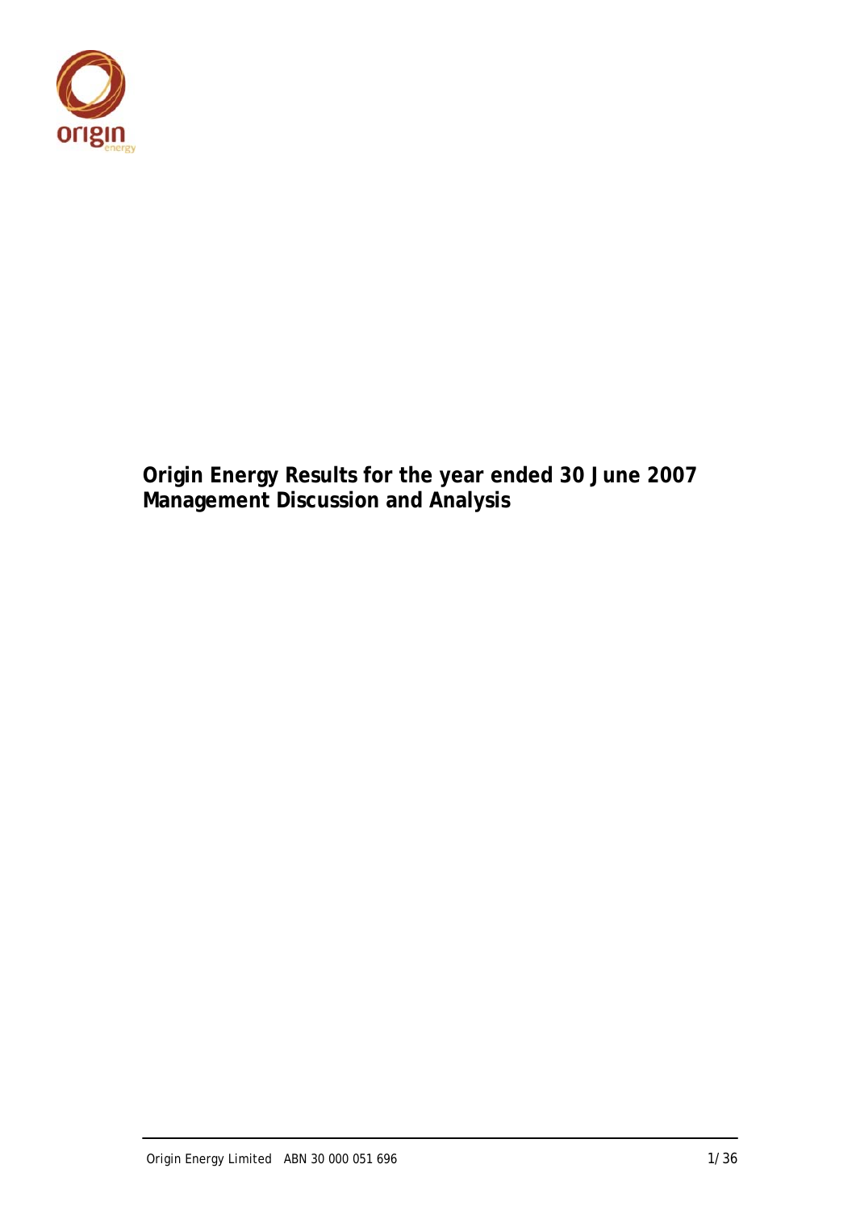# Origin Energy Results for the year ended 30 June 2007
# Management Discussion and Analysis

Origin Energy Limited ABN 30 000 051 696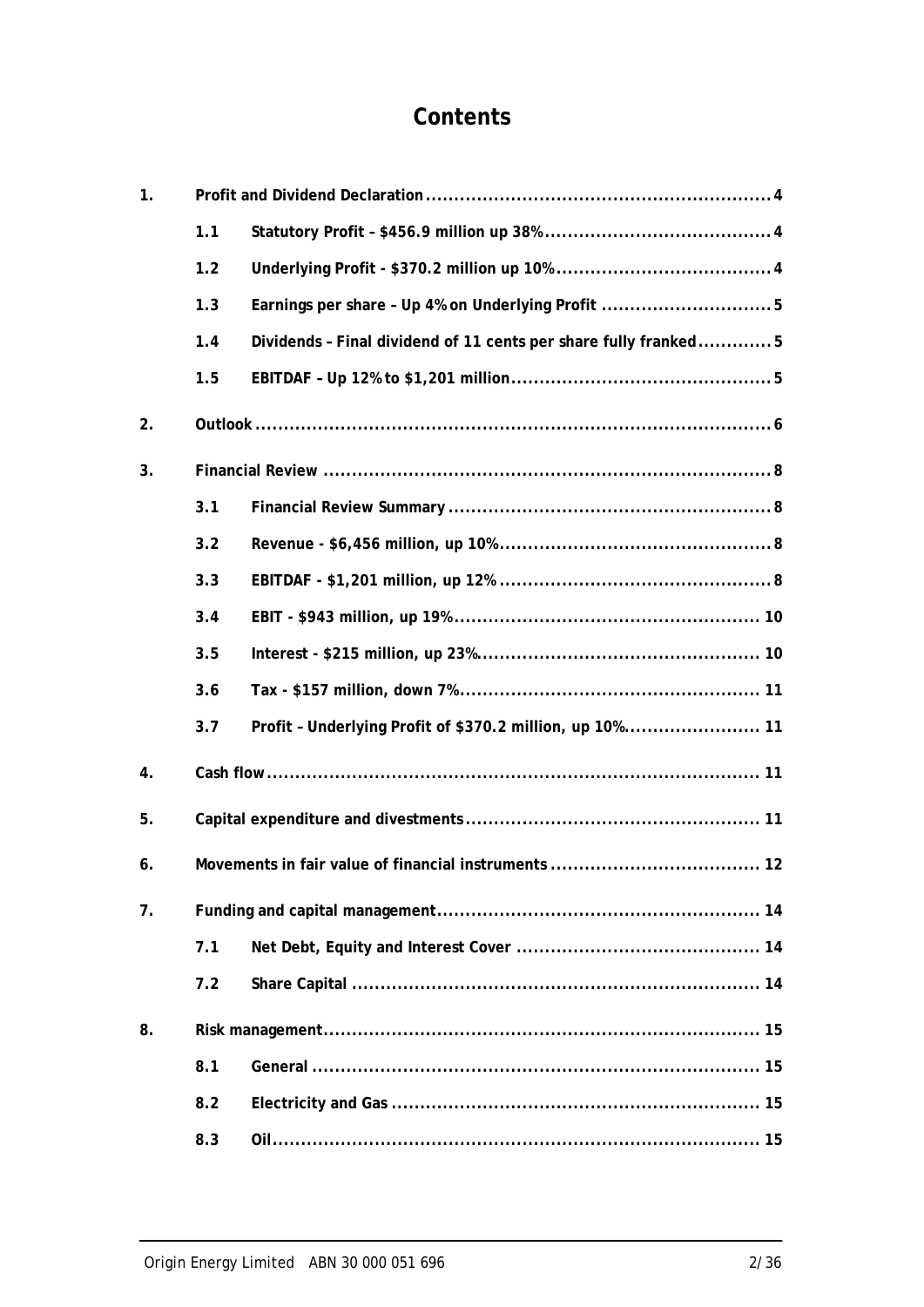# Contents

| | | | |
|---|---|---|---|
| 1. | | Profit and Dividend Declaration | 4 |
| | 1.1 | Statutory Profit – $456.9 million up 38% | 4 |
| | 1.2 | Underlying Profit - $370.2 million up 10% | 4 |
| | 1.3 | Earnings per share – Up 4% on Underlying Profit | 5 |
| | 1.4 | Dividends – Final dividend of 11 cents per share fully franked | 5 |
| | 1.5 | EBITDAF – Up 12% to $1,201 million | 5 |
| 2. | | Outlook | 6 |
| 3. | | Financial Review | 8 |
| | 3.1 | Financial Review Summary | 8 |
| | 3.2 | Revenue - $6,456 million, up 10% | 8 |
| | 3.3 | EBITDAF - $1,201 million, up 12% | 8 |
| | 3.4 | EBIT - $943 million, up 19% | 10 |
| | 3.5 | Interest - $215 million, up 23% | 10 |
| | 3.6 | Tax - $157 million, down 7% | 11 |
| | 3.7 | Profit – Underlying Profit of $370.2 million, up 10% | 11 |
| 4. | | Cash flow | 11 |
| 5. | | Capital expenditure and divestments | 11 |
| 6. | | Movements in fair value of financial instruments | 12 |
| 7. | | Funding and capital management | 14 |
| | 7.1 | Net Debt, Equity and Interest Cover | 14 |
| | 7.2 | Share Capital | 14 |
| 8. | | Risk management | 15 |
| | 8.1 | General | 15 |
| | 8.2 | Electricity and Gas | 15 |
| | 8.3 | Oil | 15 |

Origin Energy Limited ABN 30 000 051 696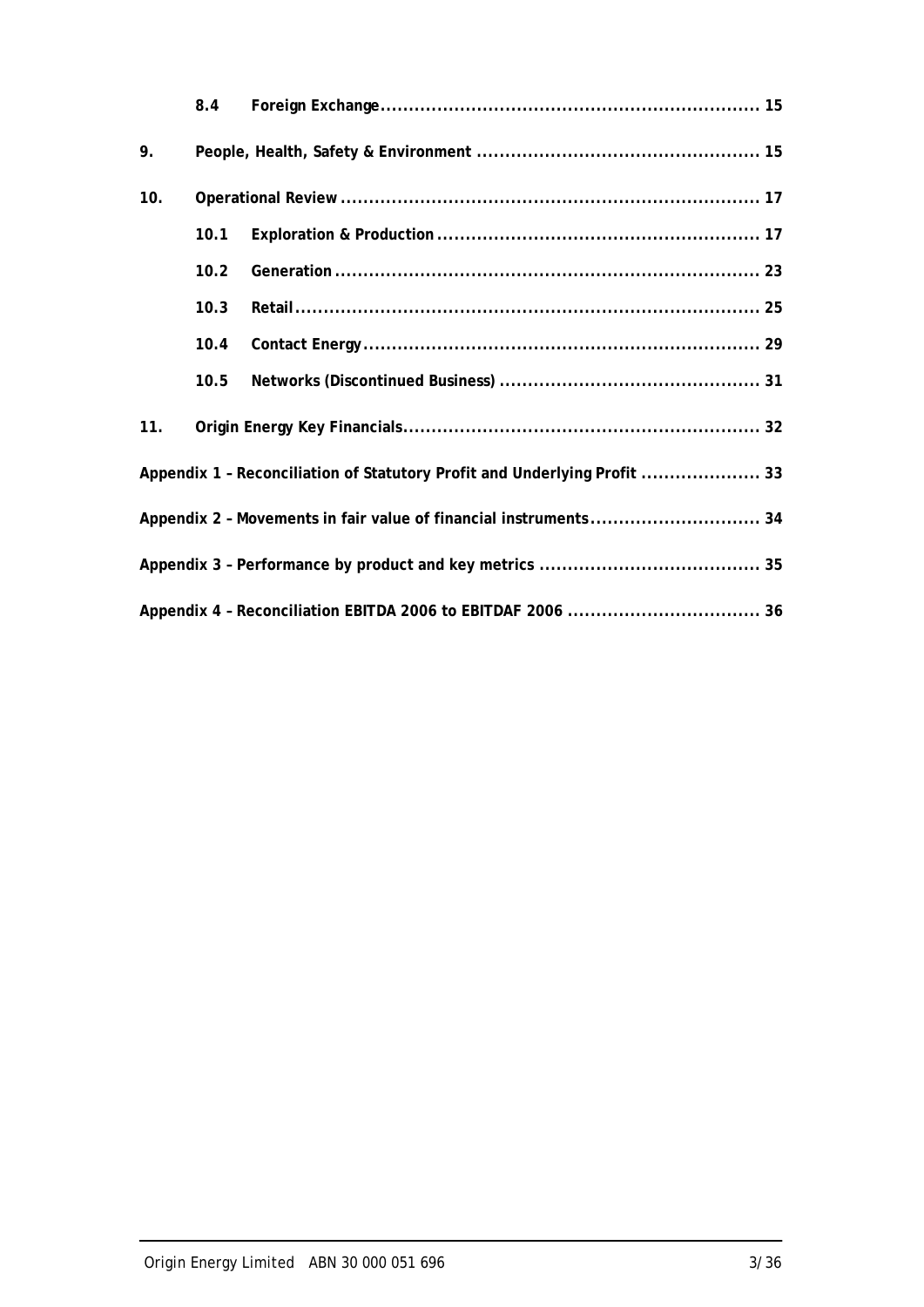| | | | |
|---|---|---|---|
| | 8.4 | Foreign Exchange | 15 |
| 9. | | People, Health, Safety & Environment | 15 |
| 10. | | Operational Review | 17 |
| | 10.1 | Exploration & Production | 17 |
| | 10.2 | Generation | 23 |
| | 10.3 | Retail | 25 |
| | 10.4 | Contact Energy | 29 |
| | 10.5 | Networks (Discontinued Business) | 31 |
| 11. | | Origin Energy Key Financials | 32 |

| | |
|---|---|
| Appendix 1 – Reconciliation of Statutory Profit and Underlying Profit | 33 |
| Appendix 2 – Movements in fair value of financial instruments | 34 |
| Appendix 3 – Performance by product and key metrics | 35 |
| Appendix 4 – Reconciliation EBITDA 2006 to EBITDAF 2006 | 36 |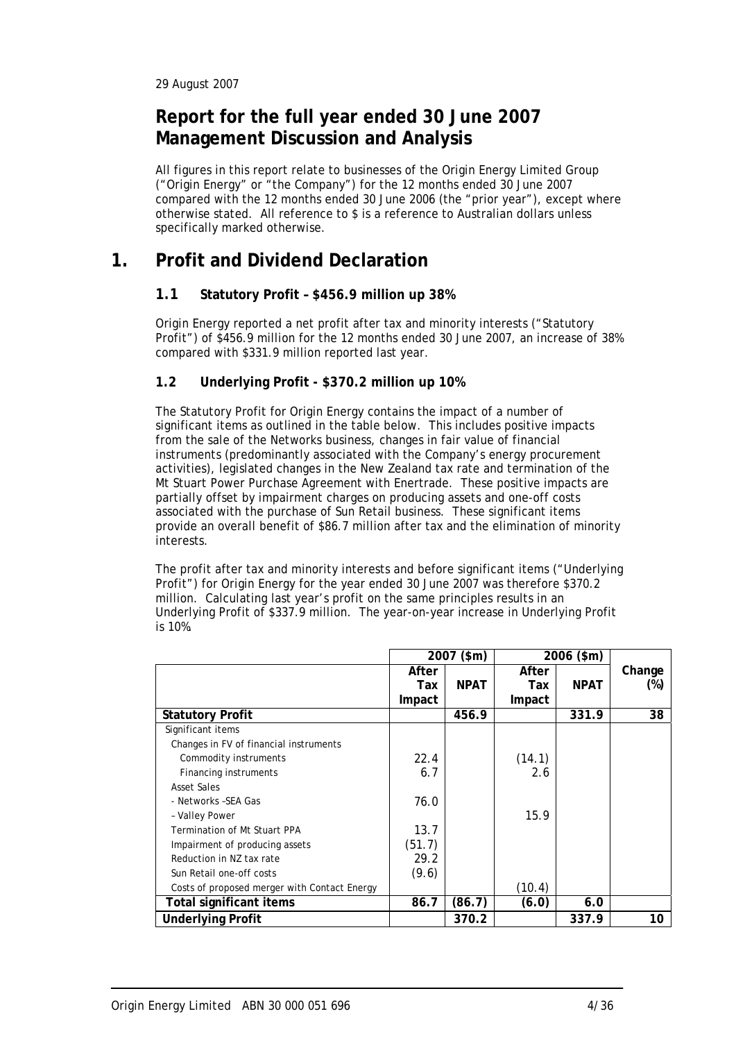29 August 2007

# Report for the full year ended 30 June 2007 Management Discussion and Analysis

All figures in this report relate to businesses of the Origin Energy Limited Group ("Origin Energy" or "the Company") for the 12 months ended 30 June 2007 compared with the 12 months ended 30 June 2006 (the "prior year"), except where otherwise stated. All reference to $ is a reference to Australian dollars unless specifically marked otherwise.

## 1. Profit and Dividend Declaration

### 1.1 Statutory Profit – $456.9 million up 38%

Origin Energy reported a net profit after tax and minority interests ("Statutory Profit") of $456.9 million for the 12 months ended 30 June 2007, an increase of 38% compared with $331.9 million reported last year.

### 1.2 Underlying Profit - $370.2 million up 10%

The Statutory Profit for Origin Energy contains the impact of a number of significant items as outlined in the table below. This includes positive impacts from the sale of the Networks business, changes in fair value of financial instruments (predominantly associated with the Company's energy procurement activities), legislated changes in the New Zealand tax rate and termination of the Mt Stuart Power Purchase Agreement with Enertrade. These positive impacts are partially offset by impairment charges on producing assets and one-off costs associated with the purchase of Sun Retail business. These significant items provide an overall benefit of $86.7 million after tax and the elimination of minority interests.

The profit after tax and minority interests and before significant items ("Underlying Profit") for Origin Energy for the year ended 30 June 2007 was therefore $370.2 million. Calculating last year's profit on the same principles results in an Underlying Profit of $337.9 million. The year-on-year increase in Underlying Profit is 10%.

| | 2007 ($m) | | 2006 ($m) | | |
|---|---|---|---|---|---|
| | **After Tax Impact** | **NPAT** | **After Tax Impact** | **NPAT** | **Change (%)** |
| **Statutory Profit** | | **456.9** | | **331.9** | **38** |
| Significant items | | | | | |
| Changes in FV of financial instruments | | | | | |
| Commodity instruments | 22.4 | | (14.1) | | |
| Financing instruments | 6.7 | | 2.6 | | |
| Asset Sales | | | | | |
| - Networks –SEA Gas | 76.0 | | | | |
| – Valley Power | | | 15.9 | | |
| Termination of Mt Stuart PPA | 13.7 | | | | |
| Impairment of producing assets | (51.7) | | | | |
| Reduction in NZ tax rate | 29.2 | | | | |
| Sun Retail one-off costs | (9.6) | | | | |
| Costs of proposed merger with Contact Energy | | | (10.4) | | |
| **Total significant items** | **86.7** | **(86.7)** | **(6.0)** | **6.0** | |
| **Underlying Profit** | | **370.2** | | **337.9** | **10** |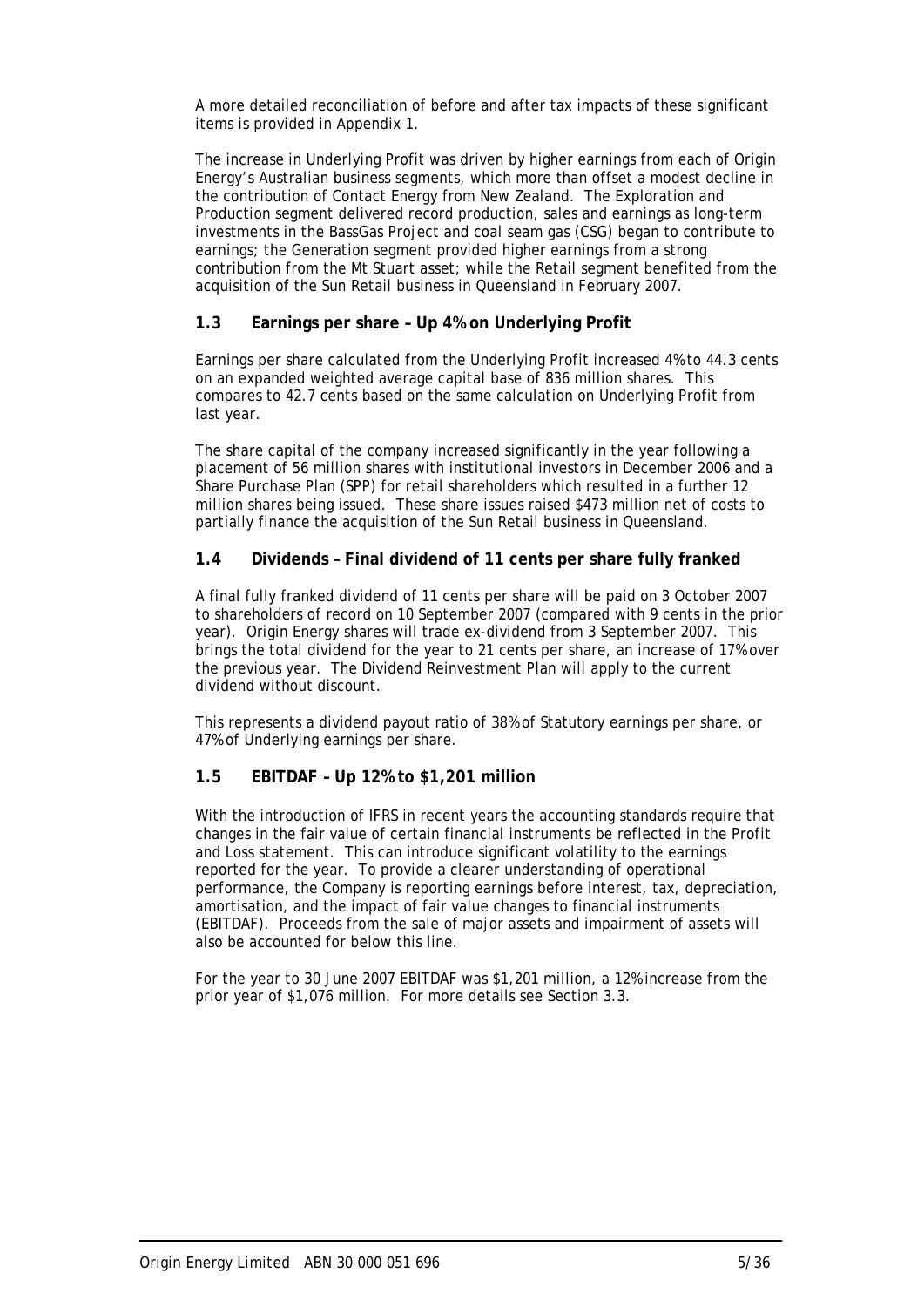A more detailed reconciliation of before and after tax impacts of these significant items is provided in Appendix 1.

The increase in Underlying Profit was driven by higher earnings from each of Origin Energy's Australian business segments, which more than offset a modest decline in the contribution of Contact Energy from New Zealand. The Exploration and Production segment delivered record production, sales and earnings as long-term investments in the BassGas Project and coal seam gas (CSG) began to contribute to earnings; the Generation segment provided higher earnings from a strong contribution from the Mt Stuart asset; while the Retail segment benefited from the acquisition of the Sun Retail business in Queensland in February 2007.

## 1.3 Earnings per share – Up 4% on Underlying Profit

Earnings per share calculated from the Underlying Profit increased 4% to 44.3 cents on an expanded weighted average capital base of 836 million shares. This compares to 42.7 cents based on the same calculation on Underlying Profit from last year.

The share capital of the company increased significantly in the year following a placement of 56 million shares with institutional investors in December 2006 and a Share Purchase Plan (SPP) for retail shareholders which resulted in a further 12 million shares being issued. These share issues raised $473 million net of costs to partially finance the acquisition of the Sun Retail business in Queensland.

## 1.4 Dividends – Final dividend of 11 cents per share fully franked

A final fully franked dividend of 11 cents per share will be paid on 3 October 2007 to shareholders of record on 10 September 2007 (compared with 9 cents in the prior year). Origin Energy shares will trade ex-dividend from 3 September 2007. This brings the total dividend for the year to 21 cents per share, an increase of 17% over the previous year. The Dividend Reinvestment Plan will apply to the current dividend without discount.

This represents a dividend payout ratio of 38% of Statutory earnings per share, or 47% of Underlying earnings per share.

## 1.5 EBITDAF – Up 12% to $1,201 million

With the introduction of IFRS in recent years the accounting standards require that changes in the fair value of certain financial instruments be reflected in the Profit and Loss statement. This can introduce significant volatility to the earnings reported for the year. To provide a clearer understanding of operational performance, the Company is reporting earnings before interest, tax, depreciation, amortisation, and the impact of fair value changes to financial instruments (EBITDAF). Proceeds from the sale of major assets and impairment of assets will also be accounted for below this line.

For the year to 30 June 2007 EBITDAF was $1,201 million, a 12% increase from the prior year of $1,076 million. For more details see Section 3.3.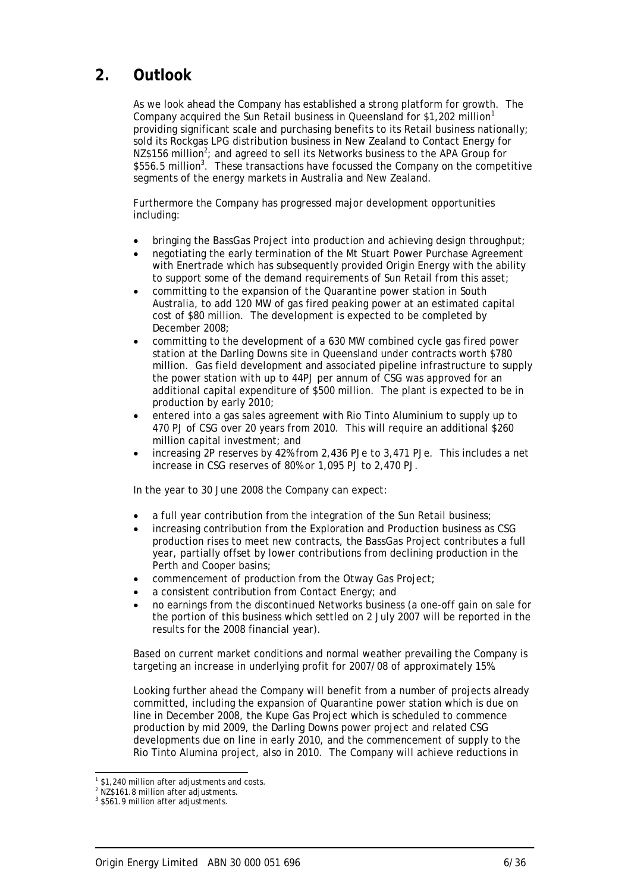## 2. Outlook

As we look ahead the Company has established a strong platform for growth. The Company acquired the Sun Retail business in Queensland for $1,202 million[1] providing significant scale and purchasing benefits to its Retail business nationally; sold its Rockgas LPG distribution business in New Zealand to Contact Energy for NZ$156 million[2]; and agreed to sell its Networks business to the APA Group for $556.5 million[3]. These transactions have focussed the Company on the competitive segments of the energy markets in Australia and New Zealand.

Furthermore the Company has progressed major development opportunities including:

- bringing the BassGas Project into production and achieving design throughput;
- negotiating the early termination of the Mt Stuart Power Purchase Agreement with Enertrade which has subsequently provided Origin Energy with the ability to support some of the demand requirements of Sun Retail from this asset;
- committing to the expansion of the Quarantine power station in South Australia, to add 120 MW of gas fired peaking power at an estimated capital cost of $80 million. The development is expected to be completed by December 2008;
- committing to the development of a 630 MW combined cycle gas fired power station at the Darling Downs site in Queensland under contracts worth $780 million. Gas field development and associated pipeline infrastructure to supply the power station with up to 44PJ per annum of CSG was approved for an additional capital expenditure of $500 million. The plant is expected to be in production by early 2010;
- entered into a gas sales agreement with Rio Tinto Aluminium to supply up to 470 PJ of CSG over 20 years from 2010. This will require an additional $260 million capital investment; and
- increasing 2P reserves by 42% from 2,436 PJe to 3,471 PJe. This includes a net increase in CSG reserves of 80% or 1,095 PJ to 2,470 PJ.

In the year to 30 June 2008 the Company can expect:

- a full year contribution from the integration of the Sun Retail business;
- increasing contribution from the Exploration and Production business as CSG production rises to meet new contracts, the BassGas Project contributes a full year, partially offset by lower contributions from declining production in the Perth and Cooper basins;
- commencement of production from the Otway Gas Project;
- a consistent contribution from Contact Energy; and
- no earnings from the discontinued Networks business (a one-off gain on sale for the portion of this business which settled on 2 July 2007 will be reported in the results for the 2008 financial year).

Based on current market conditions and normal weather prevailing the Company is targeting an increase in underlying profit for 2007/08 of approximately 15%.

Looking further ahead the Company will benefit from a number of projects already committed, including the expansion of Quarantine power station which is due on line in December 2008, the Kupe Gas Project which is scheduled to commence production by mid 2009, the Darling Downs power project and related CSG developments due on line in early 2010, and the commencement of supply to the Rio Tinto Alumina project, also in 2010. The Company will achieve reductions in

[1] $1,240 million after adjustments and costs.
[2] NZ$161.8 million after adjustments.
[3] $561.9 million after adjustments.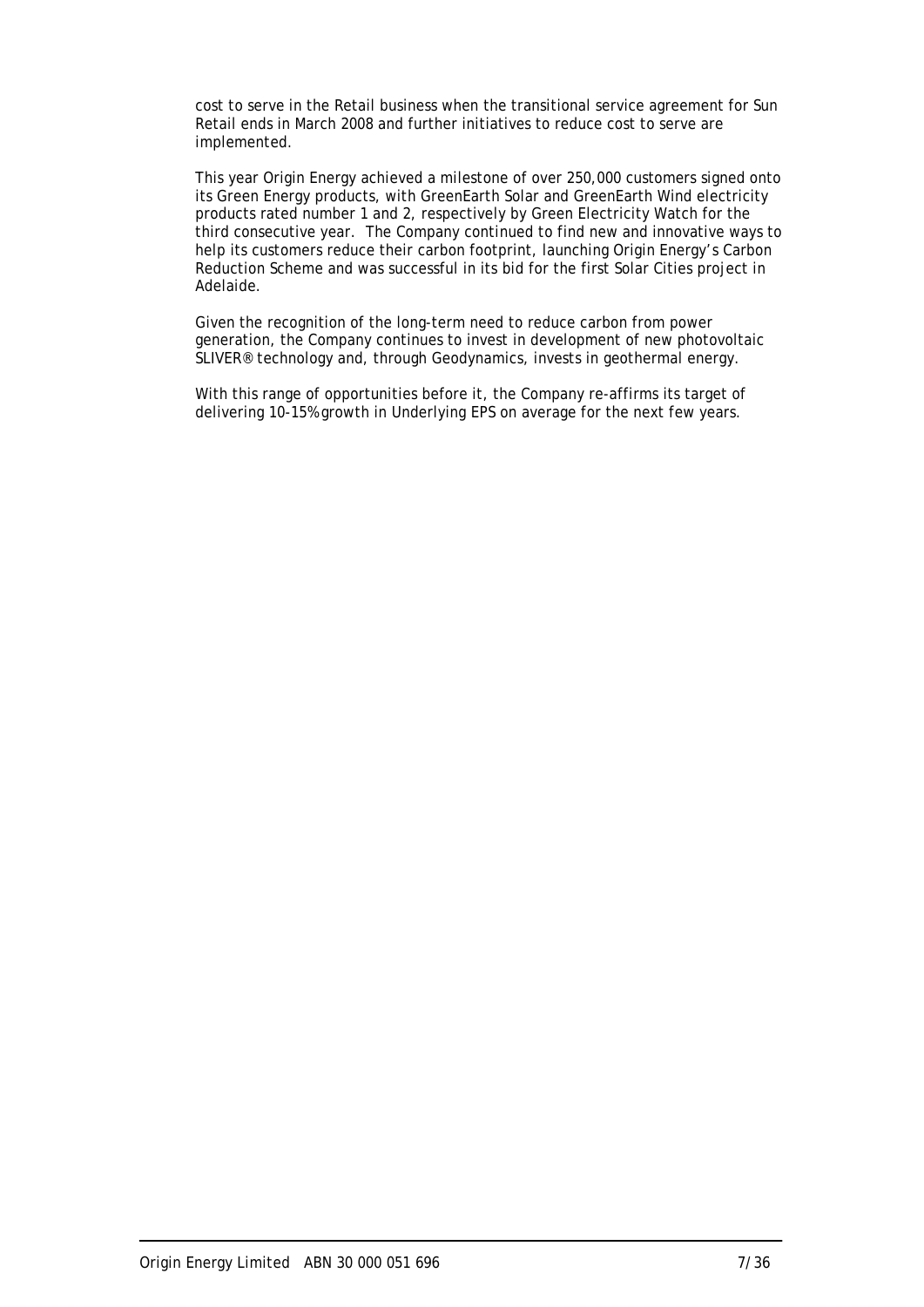cost to serve in the Retail business when the transitional service agreement for Sun Retail ends in March 2008 and further initiatives to reduce cost to serve are implemented.

This year Origin Energy achieved a milestone of over 250,000 customers signed onto its Green Energy products, with GreenEarth Solar and GreenEarth Wind electricity products rated number 1 and 2, respectively by Green Electricity Watch for the third consecutive year. The Company continued to find new and innovative ways to help its customers reduce their carbon footprint, launching Origin Energy's Carbon Reduction Scheme and was successful in its bid for the first Solar Cities project in Adelaide.

Given the recognition of the long-term need to reduce carbon from power generation, the Company continues to invest in development of new photovoltaic SLIVER® technology and, through Geodynamics, invests in geothermal energy.

With this range of opportunities before it, the Company re-affirms its target of delivering 10-15% growth in Underlying EPS on average for the next few years.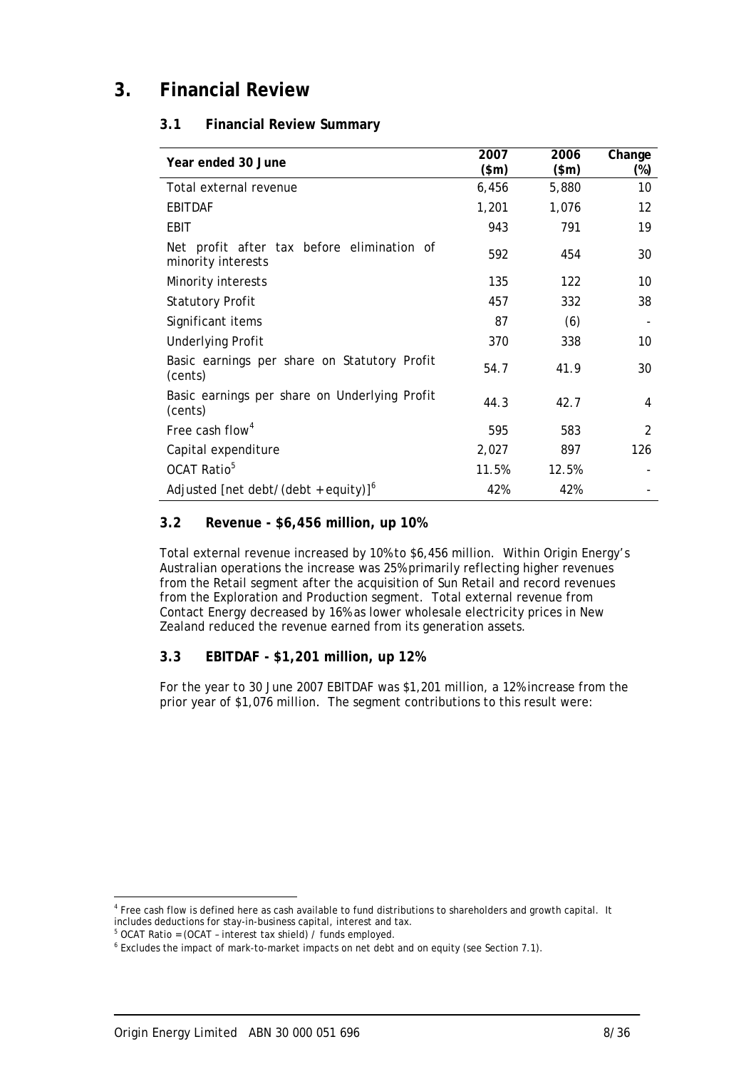# 3. Financial Review

## 3.1 Financial Review Summary

| Year ended 30 June | 2007 ($m) | 2006 ($m) | Change (%) |
|---|---|---|---|
| Total external revenue | 6,456 | 5,880 | 10 |
| EBITDAF | 1,201 | 1,076 | 12 |
| EBIT | 943 | 791 | 19 |
| Net profit after tax before elimination of minority interests | 592 | 454 | 30 |
| Minority interests | 135 | 122 | 10 |
| Statutory Profit | 457 | 332 | 38 |
| Significant items | 87 | (6) | - |
| Underlying Profit | 370 | 338 | 10 |
| Basic earnings per share on Statutory Profit (cents) | 54.7 | 41.9 | 30 |
| Basic earnings per share on Underlying Profit (cents) | 44.3 | 42.7 | 4 |
| Free cash flow[4] | 595 | 583 | 2 |
| Capital expenditure | 2,027 | 897 | 126 |
| OCAT Ratio[5] | 11.5% | 12.5% | - |
| Adjusted [net debt/(debt + equity)][6] | 42% | 42% | - |

## 3.2 Revenue - $6,456 million, up 10%

Total external revenue increased by 10% to $6,456 million. Within Origin Energy's Australian operations the increase was 25% primarily reflecting higher revenues from the Retail segment after the acquisition of Sun Retail and record revenues from the Exploration and Production segment. Total external revenue from Contact Energy decreased by 16% as lower wholesale electricity prices in New Zealand reduced the revenue earned from its generation assets.

## 3.3 EBITDAF - $1,201 million, up 12%

For the year to 30 June 2007 EBITDAF was $1,201 million, a 12% increase from the prior year of $1,076 million. The segment contributions to this result were:

[4] Free cash flow is defined here as cash available to fund distributions to shareholders and growth capital. It includes deductions for stay-in-business capital, interest and tax.
[5] OCAT Ratio = (OCAT – interest tax shield) / funds employed.
[6] Excludes the impact of mark-to-market impacts on net debt and on equity (see Section 7.1).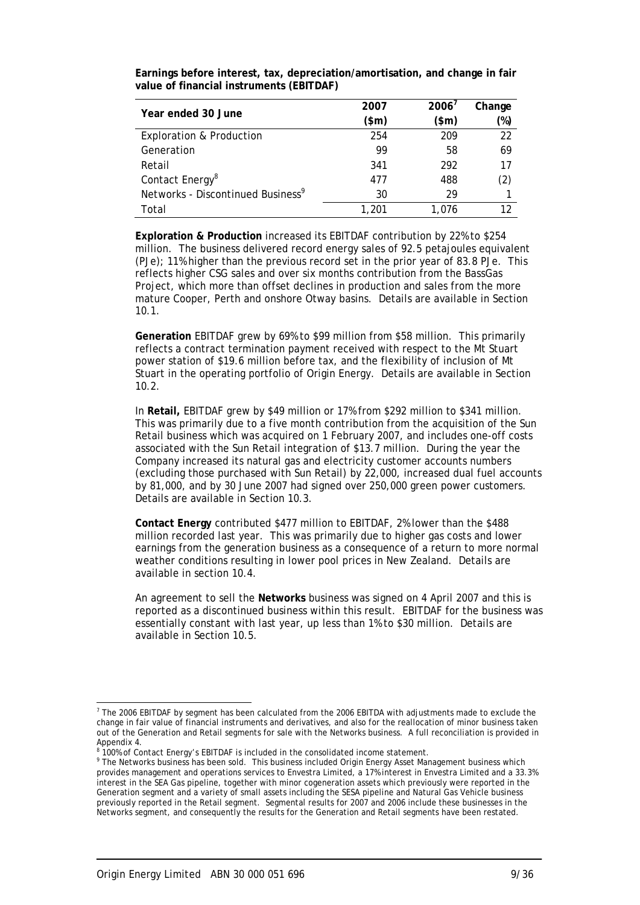**Earnings before interest, tax, depreciation/amortisation, and change in fair value of financial instruments (EBITDAF)**

| Year ended 30 June | 2007 ($m) | 2006[7] ($m) | Change (%) |
|---|---|---|---|
| Exploration & Production | 254 | 209 | 22 |
| Generation | 99 | 58 | 69 |
| Retail | 341 | 292 | 17 |
| Contact Energy[8] | 477 | 488 | (2) |
| Networks - Discontinued Business[9] | 30 | 29 | 1 |
| Total | 1,201 | 1,076 | 12 |

**Exploration & Production** increased its EBITDAF contribution by 22% to $254 million. The business delivered record energy sales of 92.5 petajoules equivalent (PJe); 11% higher than the previous record set in the prior year of 83.8 PJe. This reflects higher CSG sales and over six months contribution from the BassGas Project, which more than offset declines in production and sales from the more mature Cooper, Perth and onshore Otway basins. Details are available in Section 10.1.

**Generation** EBITDAF grew by 69% to $99 million from $58 million. This primarily reflects a contract termination payment received with respect to the Mt Stuart power station of $19.6 million before tax, and the flexibility of inclusion of Mt Stuart in the operating portfolio of Origin Energy. Details are available in Section 10.2.

In **Retail,** EBITDAF grew by $49 million or 17% from $292 million to $341 million. This was primarily due to a five month contribution from the acquisition of the Sun Retail business which was acquired on 1 February 2007, and includes one-off costs associated with the Sun Retail integration of $13.7 million. During the year the Company increased its natural gas and electricity customer accounts numbers (excluding those purchased with Sun Retail) by 22,000, increased dual fuel accounts by 81,000, and by 30 June 2007 had signed over 250,000 green power customers. Details are available in Section 10.3.

**Contact Energy** contributed $477 million to EBITDAF, 2% lower than the $488 million recorded last year. This was primarily due to higher gas costs and lower earnings from the generation business as a consequence of a return to more normal weather conditions resulting in lower pool prices in New Zealand. Details are available in section 10.4.

An agreement to sell the **Networks** business was signed on 4 April 2007 and this is reported as a discontinued business within this result. EBITDAF for the business was essentially constant with last year, up less than 1% to $30 million. Details are available in Section 10.5.

---

[7] The 2006 EBITDAF by segment has been calculated from the 2006 EBITDA with adjustments made to exclude the change in fair value of financial instruments and derivatives, and also for the reallocation of minor business taken out of the Generation and Retail segments for sale with the Networks business. A full reconciliation is provided in Appendix 4.

[8] 100% of Contact Energy's EBITDAF is included in the consolidated income statement.

[9] The Networks business has been sold. This business included Origin Energy Asset Management business which provides management and operations services to Envestra Limited, a 17% interest in Envestra Limited and a 33.3% interest in the SEA Gas pipeline, together with minor cogeneration assets which previously were reported in the Generation segment and a variety of small assets including the SESA pipeline and Natural Gas Vehicle business previously reported in the Retail segment. Segmental results for 2007 and 2006 include these businesses in the Networks segment, and consequently the results for the Generation and Retail segments have been restated.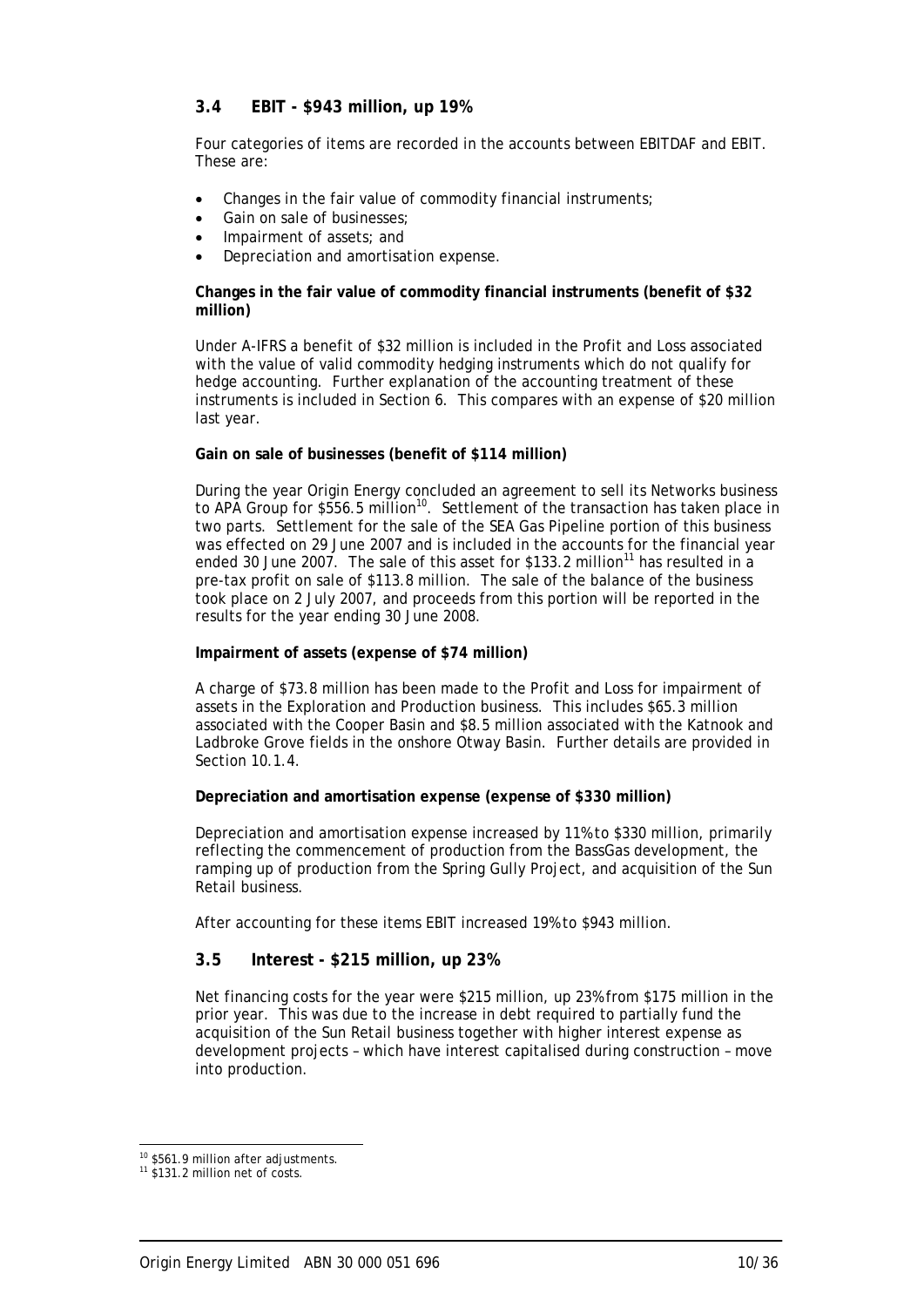### 3.4 EBIT - $943 million, up 19%

Four categories of items are recorded in the accounts between EBITDAF and EBIT. These are:

- Changes in the fair value of commodity financial instruments;
- Gain on sale of businesses;
- Impairment of assets; and
- Depreciation and amortisation expense.

**Changes in the fair value of commodity financial instruments (benefit of $32 million)**

Under A-IFRS a benefit of $32 million is included in the Profit and Loss associated with the value of valid commodity hedging instruments which do not qualify for hedge accounting. Further explanation of the accounting treatment of these instruments is included in Section 6. This compares with an expense of $20 million last year.

**Gain on sale of businesses (benefit of $114 million)**

During the year Origin Energy concluded an agreement to sell its Networks business to APA Group for $556.5 million[10]. Settlement of the transaction has taken place in two parts. Settlement for the sale of the SEA Gas Pipeline portion of this business was effected on 29 June 2007 and is included in the accounts for the financial year ended 30 June 2007. The sale of this asset for $133.2 million[11] has resulted in a pre-tax profit on sale of $113.8 million. The sale of the balance of the business took place on 2 July 2007, and proceeds from this portion will be reported in the results for the year ending 30 June 2008.

**Impairment of assets (expense of $74 million)**

A charge of $73.8 million has been made to the Profit and Loss for impairment of assets in the Exploration and Production business. This includes $65.3 million associated with the Cooper Basin and $8.5 million associated with the Katnook and Ladbroke Grove fields in the onshore Otway Basin. Further details are provided in Section 10.1.4.

**Depreciation and amortisation expense (expense of $330 million)**

Depreciation and amortisation expense increased by 11% to $330 million, primarily reflecting the commencement of production from the BassGas development, the ramping up of production from the Spring Gully Project, and acquisition of the Sun Retail business.

After accounting for these items EBIT increased 19% to $943 million.

### 3.5 Interest - $215 million, up 23%

Net financing costs for the year were $215 million, up 23% from $175 million in the prior year. This was due to the increase in debt required to partially fund the acquisition of the Sun Retail business together with higher interest expense as development projects – which have interest capitalised during construction – move into production.

---

[10] $561.9 million after adjustments.

[11] $131.2 million net of costs.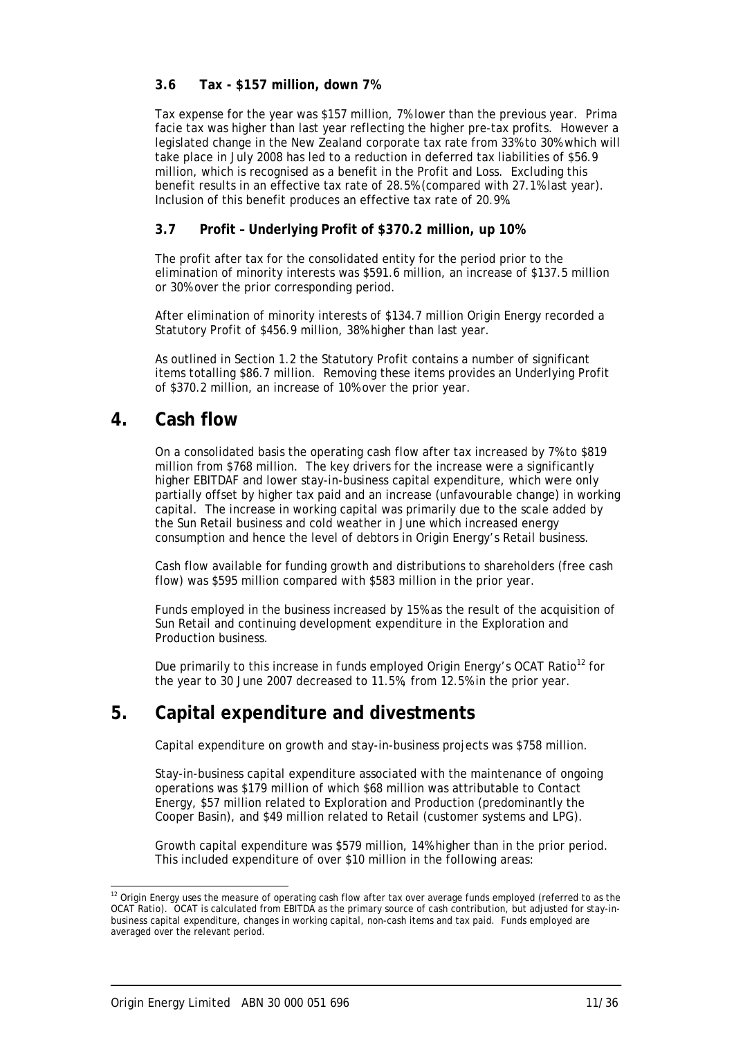### 3.6 Tax - $157 million, down 7%

Tax expense for the year was $157 million, 7% lower than the previous year. Prima facie tax was higher than last year reflecting the higher pre-tax profits. However a legislated change in the New Zealand corporate tax rate from 33% to 30% which will take place in July 2008 has led to a reduction in deferred tax liabilities of $56.9 million, which is recognised as a benefit in the Profit and Loss. Excluding this benefit results in an effective tax rate of 28.5% (compared with 27.1% last year). Inclusion of this benefit produces an effective tax rate of 20.9%.

### 3.7 Profit – Underlying Profit of $370.2 million, up 10%

The profit after tax for the consolidated entity for the period prior to the elimination of minority interests was $591.6 million, an increase of $137.5 million or 30% over the prior corresponding period.

After elimination of minority interests of $134.7 million Origin Energy recorded a Statutory Profit of $456.9 million, 38% higher than last year.

As outlined in Section 1.2 the Statutory Profit contains a number of significant items totalling $86.7 million. Removing these items provides an Underlying Profit of $370.2 million, an increase of 10% over the prior year.

## 4. Cash flow

On a consolidated basis the operating cash flow after tax increased by 7% to $819 million from $768 million. The key drivers for the increase were a significantly higher EBITDAF and lower stay-in-business capital expenditure, which were only partially offset by higher tax paid and an increase (unfavourable change) in working capital. The increase in working capital was primarily due to the scale added by the Sun Retail business and cold weather in June which increased energy consumption and hence the level of debtors in Origin Energy's Retail business.

Cash flow available for funding growth and distributions to shareholders (free cash flow) was $595 million compared with $583 million in the prior year.

Funds employed in the business increased by 15% as the result of the acquisition of Sun Retail and continuing development expenditure in the Exploration and Production business.

Due primarily to this increase in funds employed Origin Energy's OCAT Ratio[12] for the year to 30 June 2007 decreased to 11.5%, from 12.5% in the prior year.

## 5. Capital expenditure and divestments

Capital expenditure on growth and stay-in-business projects was $758 million.

Stay-in-business capital expenditure associated with the maintenance of ongoing operations was $179 million of which $68 million was attributable to Contact Energy, $57 million related to Exploration and Production (predominantly the Cooper Basin), and $49 million related to Retail (customer systems and LPG).

Growth capital expenditure was $579 million, 14% higher than in the prior period. This included expenditure of over $10 million in the following areas:

[12] Origin Energy uses the measure of operating cash flow after tax over average funds employed (referred to as the OCAT Ratio). OCAT is calculated from EBITDA as the primary source of cash contribution, but adjusted for stay-in-business capital expenditure, changes in working capital, non-cash items and tax paid. Funds employed are averaged over the relevant period.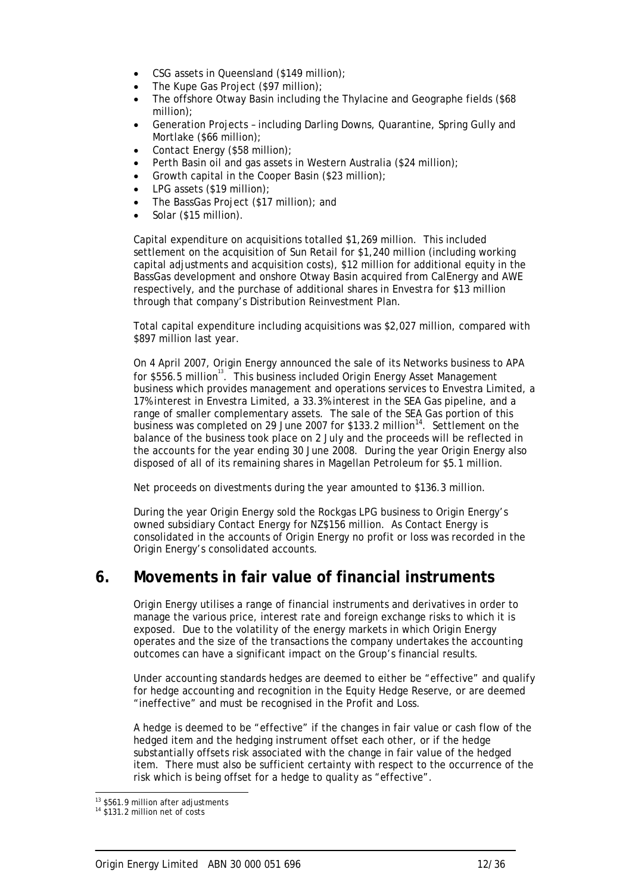- CSG assets in Queensland ($149 million);
- The Kupe Gas Project ($97 million);
- The offshore Otway Basin including the Thylacine and Geographe fields ($68 million);
- Generation Projects – including Darling Downs, Quarantine, Spring Gully and Mortlake ($66 million);
- Contact Energy ($58 million);
- Perth Basin oil and gas assets in Western Australia ($24 million);
- Growth capital in the Cooper Basin ($23 million);
- LPG assets ($19 million);
- The BassGas Project ($17 million); and
- Solar ($15 million).

Capital expenditure on acquisitions totalled $1,269 million. This included settlement on the acquisition of Sun Retail for $1,240 million (including working capital adjustments and acquisition costs), $12 million for additional equity in the BassGas development and onshore Otway Basin acquired from CalEnergy and AWE respectively, and the purchase of additional shares in Envestra for $13 million through that company's Distribution Reinvestment Plan.

Total capital expenditure including acquisitions was $2,027 million, compared with $897 million last year.

On 4 April 2007, Origin Energy announced the sale of its Networks business to APA for $556.5 million[13]. This business included Origin Energy Asset Management business which provides management and operations services to Envestra Limited, a 17% interest in Envestra Limited, a 33.3% interest in the SEA Gas pipeline, and a range of smaller complementary assets. The sale of the SEA Gas portion of this business was completed on 29 June 2007 for $133.2 million[14]. Settlement on the balance of the business took place on 2 July and the proceeds will be reflected in the accounts for the year ending 30 June 2008. During the year Origin Energy also disposed of all of its remaining shares in Magellan Petroleum for $5.1 million.

Net proceeds on divestments during the year amounted to $136.3 million.

During the year Origin Energy sold the Rockgas LPG business to Origin Energy's owned subsidiary Contact Energy for NZ$156 million. As Contact Energy is consolidated in the accounts of Origin Energy no profit or loss was recorded in the Origin Energy's consolidated accounts.

## 6. Movements in fair value of financial instruments

Origin Energy utilises a range of financial instruments and derivatives in order to manage the various price, interest rate and foreign exchange risks to which it is exposed. Due to the volatility of the energy markets in which Origin Energy operates and the size of the transactions the company undertakes the accounting outcomes can have a significant impact on the Group's financial results.

Under accounting standards hedges are deemed to either be "effective" and qualify for hedge accounting and recognition in the Equity Hedge Reserve, or are deemed "ineffective" and must be recognised in the Profit and Loss.

A hedge is deemed to be "effective" if the changes in fair value or cash flow of the hedged item and the hedging instrument offset each other, or if the hedge substantially offsets risk associated with the change in fair value of the hedged item. There must also be sufficient certainty with respect to the occurrence of the risk which is being offset for a hedge to quality as "effective".

[13] $561.9 million after adjustments

[14] $131.2 million net of costs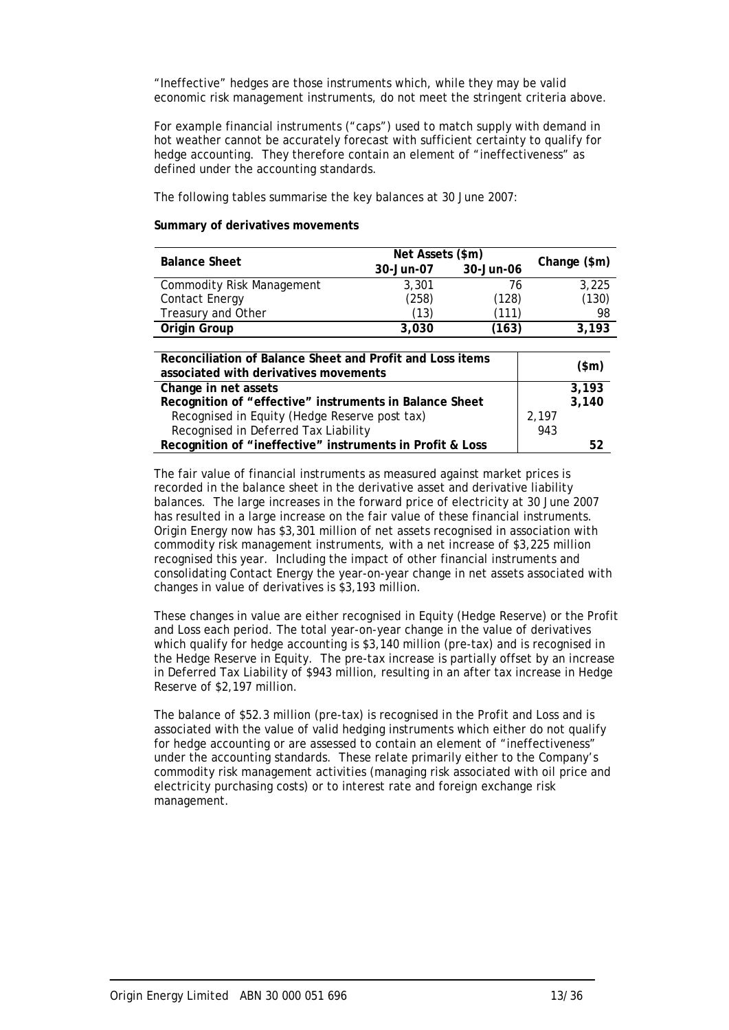"Ineffective" hedges are those instruments which, while they may be valid economic risk management instruments, do not meet the stringent criteria above.

For example financial instruments ("caps") used to match supply with demand in hot weather cannot be accurately forecast with sufficient certainty to qualify for hedge accounting. They therefore contain an element of "ineffectiveness" as defined under the accounting standards.

The following tables summarise the key balances at 30 June 2007:

**Summary of derivatives movements**

| Balance Sheet | Net Assets ($m) | | Change ($m) |
|---|---|---|---|
| | 30-Jun-07 | 30-Jun-06 | |
| Commodity Risk Management | 3,301 | 76 | 3,225 |
| Contact Energy | (258) | (128) | (130) |
| Treasury and Other | (13) | (111) | 98 |
| **Origin Group** | **3,030** | **(163)** | **3,193** |

| Reconciliation of Balance Sheet and Profit and Loss items associated with derivatives movements | | ($m) |
|---|---|---|
| **Change in net assets** | | **3,193** |
| **Recognition of "effective" instruments in Balance Sheet** | | **3,140** |
| Recognised in Equity (Hedge Reserve post tax) | 2,197 | |
| Recognised in Deferred Tax Liability | 943 | |
| **Recognition of "ineffective" instruments in Profit & Loss** | | **52** |

The fair value of financial instruments as measured against market prices is recorded in the balance sheet in the derivative asset and derivative liability balances. The large increases in the forward price of electricity at 30 June 2007 has resulted in a large increase on the fair value of these financial instruments. Origin Energy now has $3,301 million of net assets recognised in association with commodity risk management instruments, with a net increase of $3,225 million recognised this year. Including the impact of other financial instruments and consolidating Contact Energy the year-on-year change in net assets associated with changes in value of derivatives is $3,193 million.

These changes in value are either recognised in Equity (Hedge Reserve) or the Profit and Loss each period. The total year-on-year change in the value of derivatives which qualify for hedge accounting is $3,140 million (pre-tax) and is recognised in the Hedge Reserve in Equity. The pre-tax increase is partially offset by an increase in Deferred Tax Liability of $943 million, resulting in an after tax increase in Hedge Reserve of $2,197 million.

The balance of $52.3 million (pre-tax) is recognised in the Profit and Loss and is associated with the value of valid hedging instruments which either do not qualify for hedge accounting or are assessed to contain an element of "ineffectiveness" under the accounting standards. These relate primarily either to the Company's commodity risk management activities (managing risk associated with oil price and electricity purchasing costs) or to interest rate and foreign exchange risk management.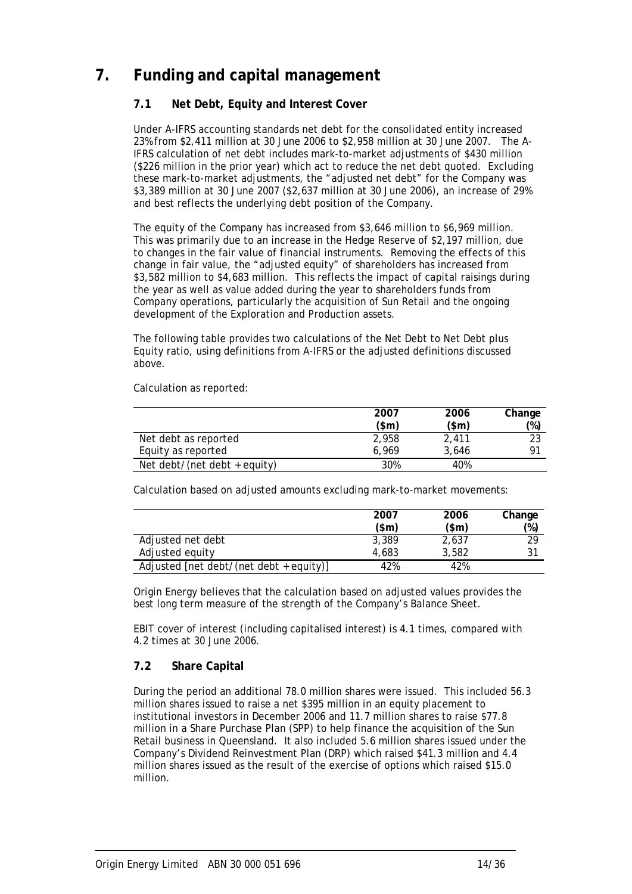# 7. Funding and capital management

## 7.1 Net Debt, Equity and Interest Cover

Under A-IFRS accounting standards net debt for the consolidated entity increased 23% from $2,411 million at 30 June 2006 to $2,958 million at 30 June 2007. The A-IFRS calculation of net debt includes mark-to-market adjustments of $430 million ($226 million in the prior year) which act to reduce the net debt quoted. Excluding these mark-to-market adjustments, the "adjusted net debt" for the Company was $3,389 million at 30 June 2007 ($2,637 million at 30 June 2006), an increase of 29% and best reflects the underlying debt position of the Company.

The equity of the Company has increased from $3,646 million to $6,969 million. This was primarily due to an increase in the Hedge Reserve of $2,197 million, due to changes in the fair value of financial instruments. Removing the effects of this change in fair value, the "adjusted equity" of shareholders has increased from $3,582 million to $4,683 million. This reflects the impact of capital raisings during the year as well as value added during the year to shareholders funds from Company operations, particularly the acquisition of Sun Retail and the ongoing development of the Exploration and Production assets.

The following table provides two calculations of the Net Debt to Net Debt plus Equity ratio, using definitions from A-IFRS or the adjusted definitions discussed above.

Calculation as reported:

| | 2007 ($m) | 2006 ($m) | Change (%) |
|---|---|---|---|
| Net debt as reported | 2,958 | 2,411 | 23 |
| Equity as reported | 6,969 | 3,646 | 91 |
| Net debt/(net debt + equity) | 30% | 40% | |

Calculation based on adjusted amounts excluding mark-to-market movements:

| | 2007 ($m) | 2006 ($m) | Change (%) |
|---|---|---|---|
| Adjusted net debt | 3,389 | 2,637 | 29 |
| Adjusted equity | 4,683 | 3,582 | 31 |
| Adjusted [net debt/(net debt + equity)] | 42% | 42% | |

Origin Energy believes that the calculation based on adjusted values provides the best long term measure of the strength of the Company's Balance Sheet.

EBIT cover of interest (including capitalised interest) is 4.1 times, compared with 4.2 times at 30 June 2006.

## 7.2 Share Capital

During the period an additional 78.0 million shares were issued. This included 56.3 million shares issued to raise a net $395 million in an equity placement to institutional investors in December 2006 and 11.7 million shares to raise $77.8 million in a Share Purchase Plan (SPP) to help finance the acquisition of the Sun Retail business in Queensland. It also included 5.6 million shares issued under the Company's Dividend Reinvestment Plan (DRP) which raised $41.3 million and 4.4 million shares issued as the result of the exercise of options which raised $15.0 million.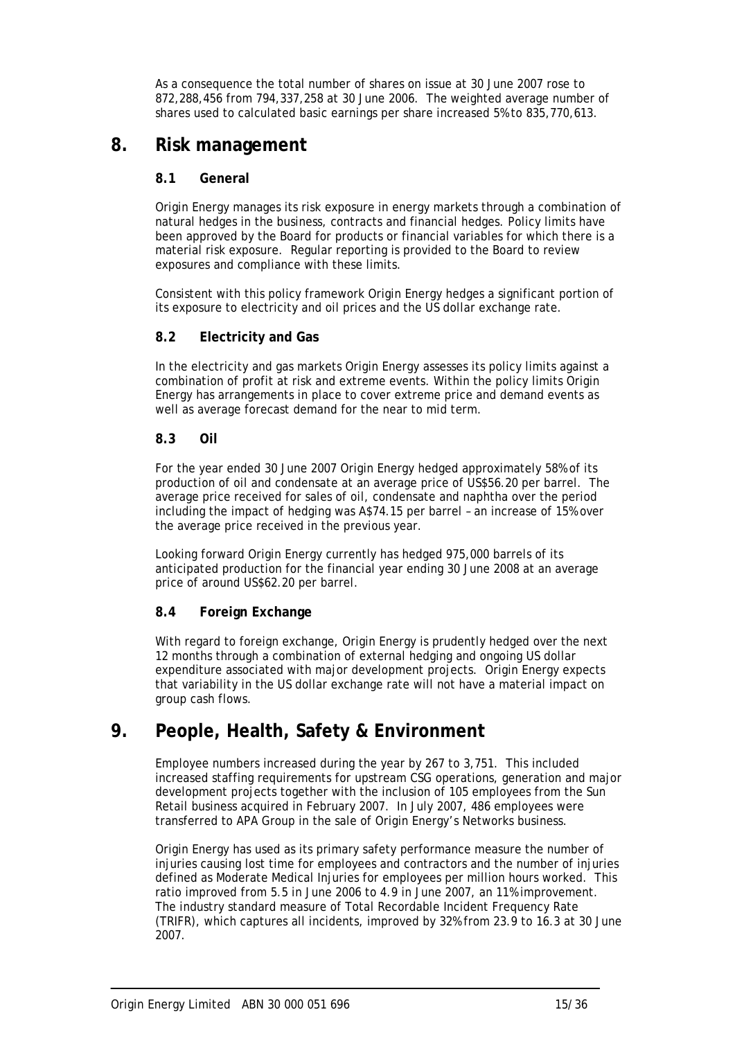As a consequence the total number of shares on issue at 30 June 2007 rose to 872,288,456 from 794,337,258 at 30 June 2006. The weighted average number of shares used to calculated basic earnings per share increased 5% to 835,770,613.

# 8. Risk management

## 8.1 General

Origin Energy manages its risk exposure in energy markets through a combination of natural hedges in the business, contracts and financial hedges. Policy limits have been approved by the Board for products or financial variables for which there is a material risk exposure. Regular reporting is provided to the Board to review exposures and compliance with these limits.

Consistent with this policy framework Origin Energy hedges a significant portion of its exposure to electricity and oil prices and the US dollar exchange rate.

## 8.2 Electricity and Gas

In the electricity and gas markets Origin Energy assesses its policy limits against a combination of profit at risk and extreme events. Within the policy limits Origin Energy has arrangements in place to cover extreme price and demand events as well as average forecast demand for the near to mid term.

## 8.3 Oil

For the year ended 30 June 2007 Origin Energy hedged approximately 58% of its production of oil and condensate at an average price of US$56.20 per barrel. The average price received for sales of oil, condensate and naphtha over the period including the impact of hedging was A$74.15 per barrel – an increase of 15% over the average price received in the previous year.

Looking forward Origin Energy currently has hedged 975,000 barrels of its anticipated production for the financial year ending 30 June 2008 at an average price of around US$62.20 per barrel.

## 8.4 Foreign Exchange

With regard to foreign exchange, Origin Energy is prudently hedged over the next 12 months through a combination of external hedging and ongoing US dollar expenditure associated with major development projects. Origin Energy expects that variability in the US dollar exchange rate will not have a material impact on group cash flows.

# 9. People, Health, Safety & Environment

Employee numbers increased during the year by 267 to 3,751. This included increased staffing requirements for upstream CSG operations, generation and major development projects together with the inclusion of 105 employees from the Sun Retail business acquired in February 2007. In July 2007, 486 employees were transferred to APA Group in the sale of Origin Energy's Networks business.

Origin Energy has used as its primary safety performance measure the number of injuries causing lost time for employees and contractors and the number of injuries defined as Moderate Medical Injuries for employees per million hours worked. This ratio improved from 5.5 in June 2006 to 4.9 in June 2007, an 11% improvement. The industry standard measure of Total Recordable Incident Frequency Rate (TRIFR), which captures all incidents, improved by 32% from 23.9 to 16.3 at 30 June 2007.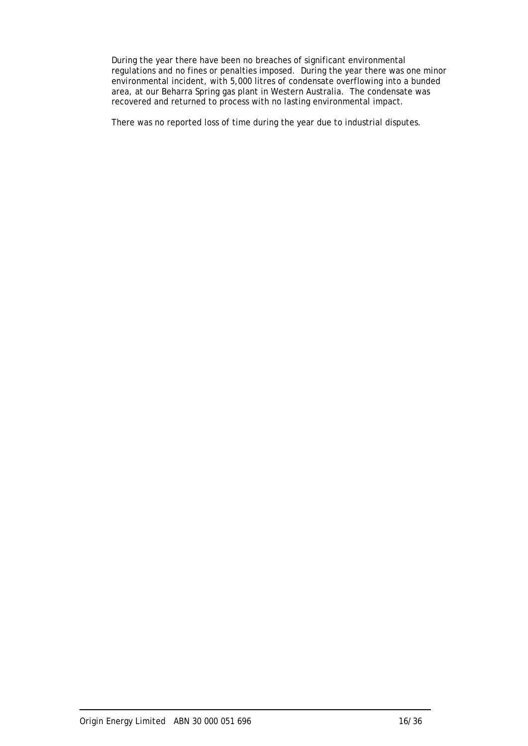During the year there have been no breaches of significant environmental regulations and no fines or penalties imposed. During the year there was one minor environmental incident, with 5,000 litres of condensate overflowing into a bunded area, at our Beharra Spring gas plant in Western Australia. The condensate was recovered and returned to process with no lasting environmental impact.

There was no reported loss of time during the year due to industrial disputes.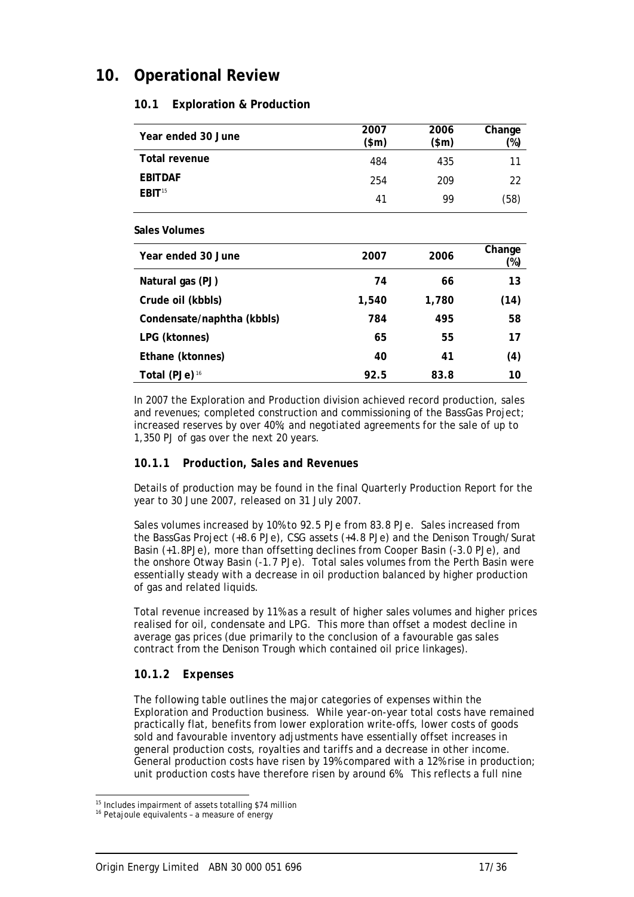# 10. Operational Review

## 10.1 Exploration & Production

| Year ended 30 June | 2007 ($m) | 2006 ($m) | Change (%) |
|---|---|---|---|
| **Total revenue** | 484 | 435 | 11 |
| **EBITDAF** | 254 | 209 | 22 |
| **EBIT**[15] | 41 | 99 | (58) |

**Sales Volumes**

| Year ended 30 June | 2007 | 2006 | Change (%) |
|---|---|---|---|
| **Natural gas (PJ)** | **74** | **66** | **13** |
| **Crude oil (kbbls)** | **1,540** | **1,780** | **(14)** |
| **Condensate/naphtha (kbbls)** | **784** | **495** | **58** |
| **LPG (ktonnes)** | **65** | **55** | **17** |
| **Ethane (ktonnes)** | **40** | **41** | **(4)** |
| **Total (PJe)**[16] | **92.5** | **83.8** | **10** |

In 2007 the Exploration and Production division achieved record production, sales and revenues; completed construction and commissioning of the BassGas Project; increased reserves by over 40%; and negotiated agreements for the sale of up to 1,350 PJ of gas over the next 20 years.

### *10.1.1 Production, Sales and Revenues*

Details of production may be found in the final Quarterly Production Report for the year to 30 June 2007, released on 31 July 2007.

Sales volumes increased by 10% to 92.5 PJe from 83.8 PJe. Sales increased from the BassGas Project (+8.6 PJe), CSG assets (+4.8 PJe) and the Denison Trough/Surat Basin (+1.8PJe), more than offsetting declines from Cooper Basin (-3.0 PJe), and the onshore Otway Basin (-1.7 PJe). Total sales volumes from the Perth Basin were essentially steady with a decrease in oil production balanced by higher production of gas and related liquids.

Total revenue increased by 11% as a result of higher sales volumes and higher prices realised for oil, condensate and LPG. This more than offset a modest decline in average gas prices (due primarily to the conclusion of a favourable gas sales contract from the Denison Trough which contained oil price linkages).

### *10.1.2 Expenses*

The following table outlines the major categories of expenses within the Exploration and Production business. While year-on-year total costs have remained practically flat, benefits from lower exploration write-offs, lower costs of goods sold and favourable inventory adjustments have essentially offset increases in general production costs, royalties and tariffs and a decrease in other income. General production costs have risen by 19% compared with a 12% rise in production; unit production costs have therefore risen by around 6%. This reflects a full nine

[15] Includes impairment of assets totalling $74 million

[16] Petajoule equivalents – a measure of energy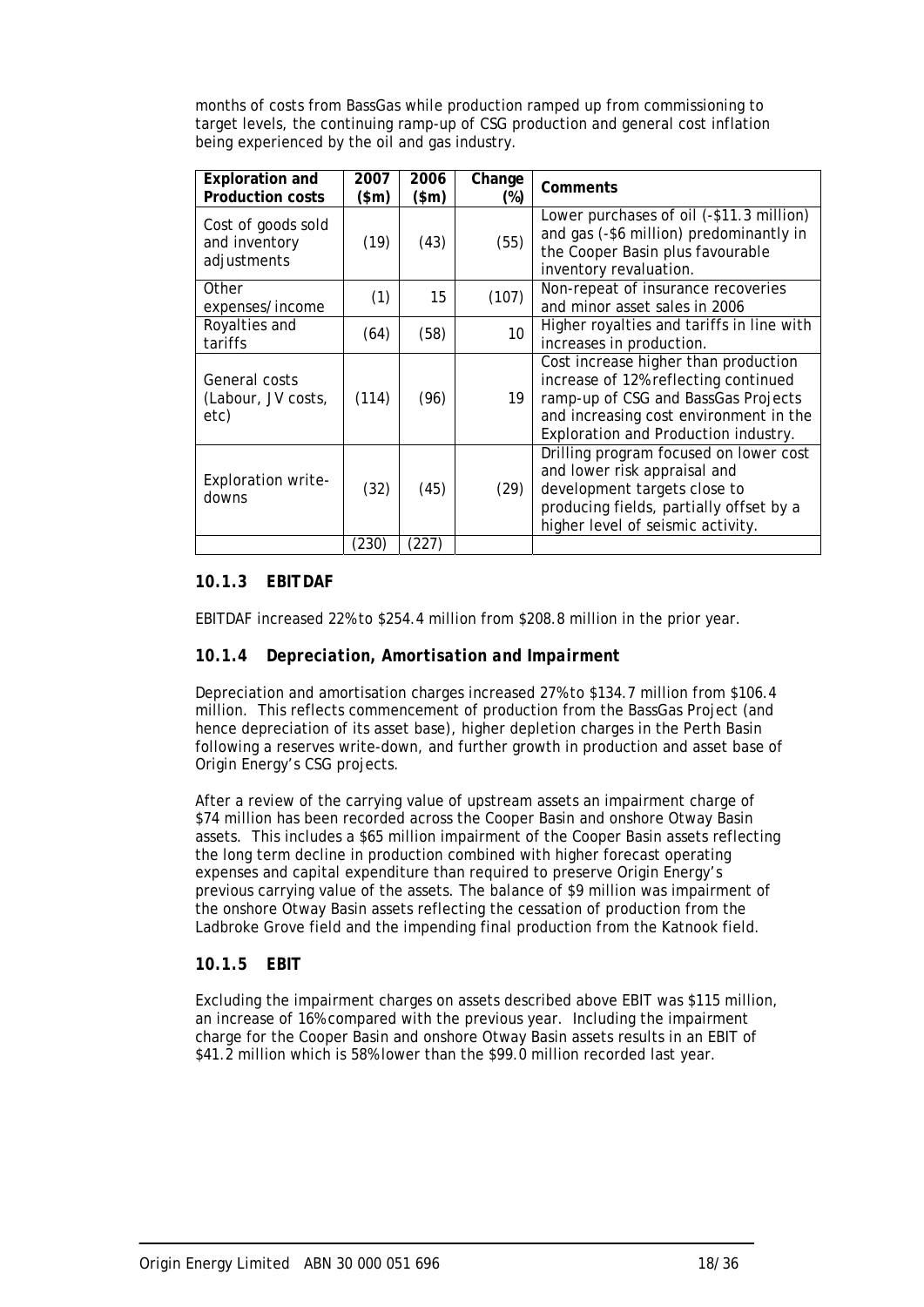months of costs from BassGas while production ramped up from commissioning to target levels, the continuing ramp-up of CSG production and general cost inflation being experienced by the oil and gas industry.

| Exploration and Production costs | 2007 ($m) | 2006 ($m) | Change (%) | Comments |
|---|---|---|---|---|
| Cost of goods sold and inventory adjustments | (19) | (43) | (55) | Lower purchases of oil (-$11.3 million) and gas (-$6 million) predominantly in the Cooper Basin plus favourable inventory revaluation. |
| Other expenses/income | (1) | 15 | (107) | Non-repeat of insurance recoveries and minor asset sales in 2006 |
| Royalties and tariffs | (64) | (58) | 10 | Higher royalties and tariffs in line with increases in production. |
| General costs (Labour, JV costs, etc) | (114) | (96) | 19 | Cost increase higher than production increase of 12% reflecting continued ramp-up of CSG and BassGas Projects and increasing cost environment in the Exploration and Production industry. |
| Exploration write-downs | (32) | (45) | (29) | Drilling program focused on lower cost and lower risk appraisal and development targets close to producing fields, partially offset by a higher level of seismic activity. |
| | (230) | (227) | | |

### 10.1.3 EBITDAF

EBITDAF increased 22% to $254.4 million from $208.8 million in the prior year.

### 10.1.4 Depreciation, Amortisation and Impairment

Depreciation and amortisation charges increased 27% to $134.7 million from $106.4 million. This reflects commencement of production from the BassGas Project (and hence depreciation of its asset base), higher depletion charges in the Perth Basin following a reserves write-down, and further growth in production and asset base of Origin Energy's CSG projects.

After a review of the carrying value of upstream assets an impairment charge of $74 million has been recorded across the Cooper Basin and onshore Otway Basin assets. This includes a $65 million impairment of the Cooper Basin assets reflecting the long term decline in production combined with higher forecast operating expenses and capital expenditure than required to preserve Origin Energy's previous carrying value of the assets. The balance of $9 million was impairment of the onshore Otway Basin assets reflecting the cessation of production from the Ladbroke Grove field and the impending final production from the Katnook field.

### 10.1.5 EBIT

Excluding the impairment charges on assets described above EBIT was $115 million, an increase of 16% compared with the previous year. Including the impairment charge for the Cooper Basin and onshore Otway Basin assets results in an EBIT of $41.2 million which is 58% lower than the $99.0 million recorded last year.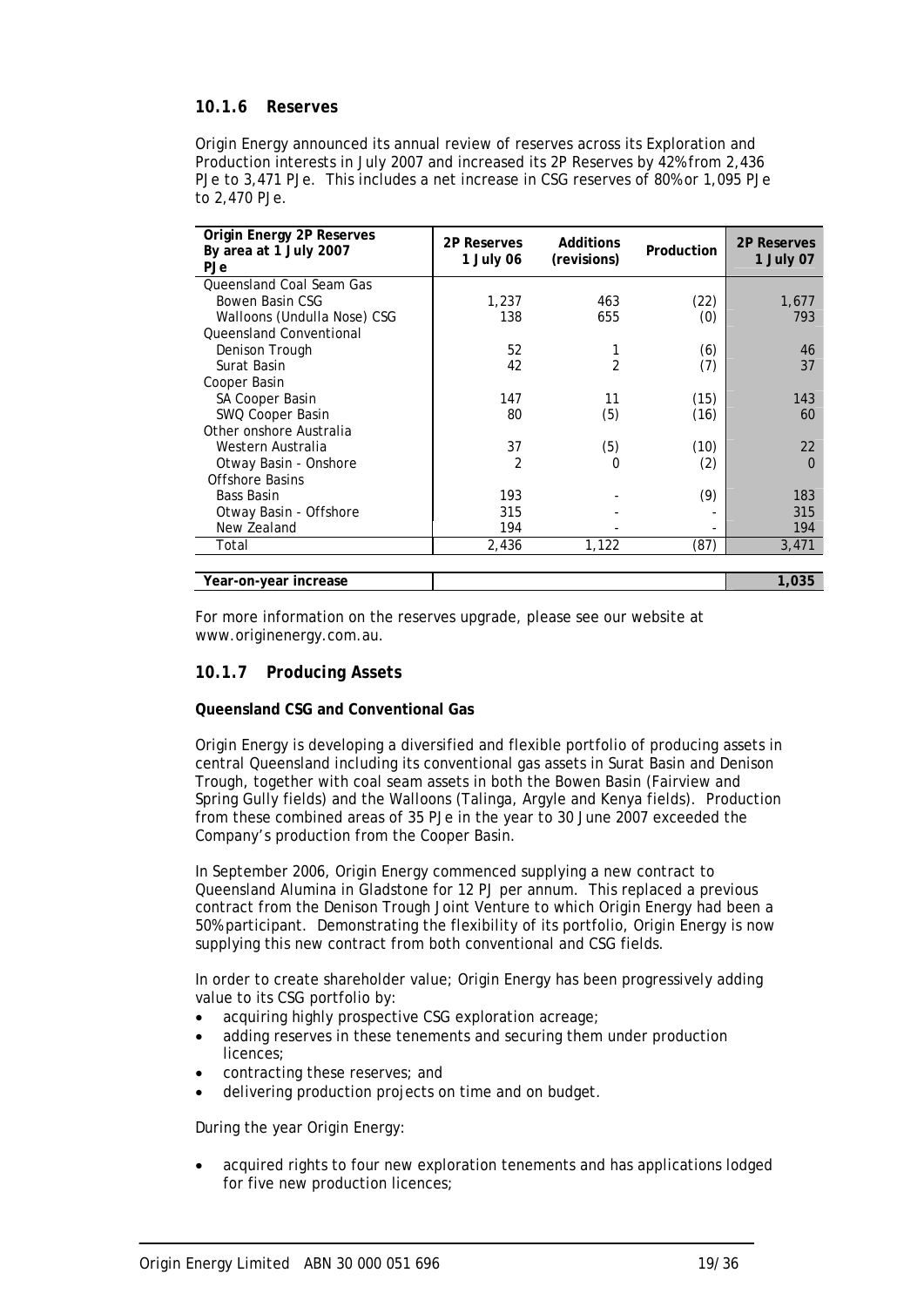### 10.1.6 Reserves

Origin Energy announced its annual review of reserves across its Exploration and Production interests in July 2007 and increased its 2P Reserves by 42% from 2,436 PJe to 3,471 PJe. This includes a net increase in CSG reserves of 80% or 1,095 PJe to 2,470 PJe.

| Origin Energy 2P Reserves By area at 1 July 2007 PJe | 2P Reserves 1 July 06 | Additions (revisions) | Production | 2P Reserves 1 July 07 |
|---|---|---|---|---|
| Queensland Coal Seam Gas | | | | |
| Bowen Basin CSG | 1,237 | 463 | (22) | 1,677 |
| Walloons (Undulla Nose) CSG | 138 | 655 | (0) | 793 |
| Queensland Conventional | | | | |
| Denison Trough | 52 | 1 | (6) | 46 |
| Surat Basin | 42 | 2 | (7) | 37 |
| Cooper Basin | | | | |
| SA Cooper Basin | 147 | 11 | (15) | 143 |
| SWQ Cooper Basin | 80 | (5) | (16) | 60 |
| Other onshore Australia | | | | |
| Western Australia | 37 | (5) | (10) | 22 |
| Otway Basin - Onshore | 2 | 0 | (2) | 0 |
| Offshore Basins | | | | |
| Bass Basin | 193 | - | (9) | 183 |
| Otway Basin - Offshore | 315 | - | - | 315 |
| New Zealand | 194 | - | - | 194 |
| Total | 2,436 | 1,122 | (87) | 3,471 |
| | | | | |
| **Year-on-year increase** | | | | **1,035** |

For more information on the reserves upgrade, please see our website at www.originenergy.com.au.

### 10.1.7 *Producing Assets*

**Queensland CSG and Conventional Gas**

Origin Energy is developing a diversified and flexible portfolio of producing assets in central Queensland including its conventional gas assets in Surat Basin and Denison Trough, together with coal seam assets in both the Bowen Basin (Fairview and Spring Gully fields) and the Walloons (Talinga, Argyle and Kenya fields). Production from these combined areas of 35 PJe in the year to 30 June 2007 exceeded the Company's production from the Cooper Basin.

In September 2006, Origin Energy commenced supplying a new contract to Queensland Alumina in Gladstone for 12 PJ per annum. This replaced a previous contract from the Denison Trough Joint Venture to which Origin Energy had been a 50% participant. Demonstrating the flexibility of its portfolio, Origin Energy is now supplying this new contract from both conventional and CSG fields.

In order to create shareholder value; Origin Energy has been progressively adding value to its CSG portfolio by:

- acquiring highly prospective CSG exploration acreage;
- adding reserves in these tenements and securing them under production licences;
- contracting these reserves; and
- delivering production projects on time and on budget.

During the year Origin Energy:

- acquired rights to four new exploration tenements and has applications lodged for five new production licences;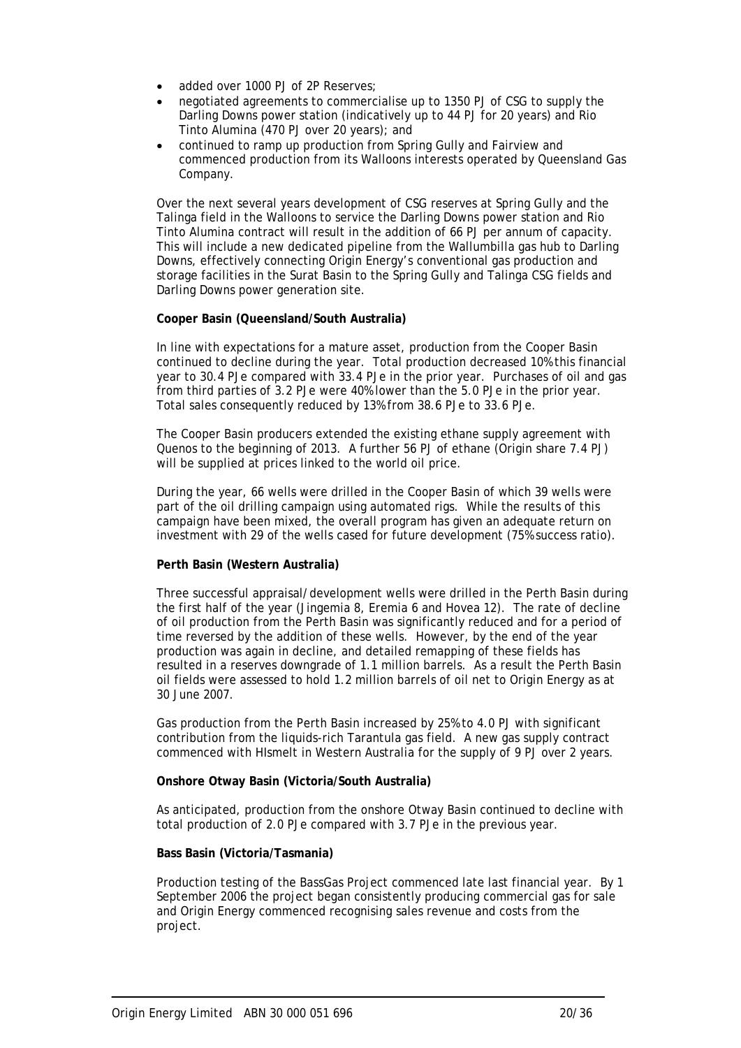- added over 1000 PJ of 2P Reserves;
- negotiated agreements to commercialise up to 1350 PJ of CSG to supply the Darling Downs power station (indicatively up to 44 PJ for 20 years) and Rio Tinto Alumina (470 PJ over 20 years); and
- continued to ramp up production from Spring Gully and Fairview and commenced production from its Walloons interests operated by Queensland Gas Company.

Over the next several years development of CSG reserves at Spring Gully and the Talinga field in the Walloons to service the Darling Downs power station and Rio Tinto Alumina contract will result in the addition of 66 PJ per annum of capacity. This will include a new dedicated pipeline from the Wallumbilla gas hub to Darling Downs, effectively connecting Origin Energy's conventional gas production and storage facilities in the Surat Basin to the Spring Gully and Talinga CSG fields and Darling Downs power generation site.

**Cooper Basin (Queensland/South Australia)**

In line with expectations for a mature asset, production from the Cooper Basin continued to decline during the year. Total production decreased 10% this financial year to 30.4 PJe compared with 33.4 PJe in the prior year. Purchases of oil and gas from third parties of 3.2 PJe were 40% lower than the 5.0 PJe in the prior year. Total sales consequently reduced by 13% from 38.6 PJe to 33.6 PJe.

The Cooper Basin producers extended the existing ethane supply agreement with Quenos to the beginning of 2013. A further 56 PJ of ethane (Origin share 7.4 PJ) will be supplied at prices linked to the world oil price.

During the year, 66 wells were drilled in the Cooper Basin of which 39 wells were part of the oil drilling campaign using automated rigs. While the results of this campaign have been mixed, the overall program has given an adequate return on investment with 29 of the wells cased for future development (75% success ratio).

**Perth Basin (Western Australia)**

Three successful appraisal/development wells were drilled in the Perth Basin during the first half of the year (Jingemia 8, Eremia 6 and Hovea 12). The rate of decline of oil production from the Perth Basin was significantly reduced and for a period of time reversed by the addition of these wells. However, by the end of the year production was again in decline, and detailed remapping of these fields has resulted in a reserves downgrade of 1.1 million barrels. As a result the Perth Basin oil fields were assessed to hold 1.2 million barrels of oil net to Origin Energy as at 30 June 2007.

Gas production from the Perth Basin increased by 25% to 4.0 PJ with significant contribution from the liquids-rich Tarantula gas field. A new gas supply contract commenced with HIsmelt in Western Australia for the supply of 9 PJ over 2 years.

**Onshore Otway Basin (Victoria/South Australia)**

As anticipated, production from the onshore Otway Basin continued to decline with total production of 2.0 PJe compared with 3.7 PJe in the previous year.

**Bass Basin (Victoria/Tasmania)**

Production testing of the BassGas Project commenced late last financial year. By 1 September 2006 the project began consistently producing commercial gas for sale and Origin Energy commenced recognising sales revenue and costs from the project.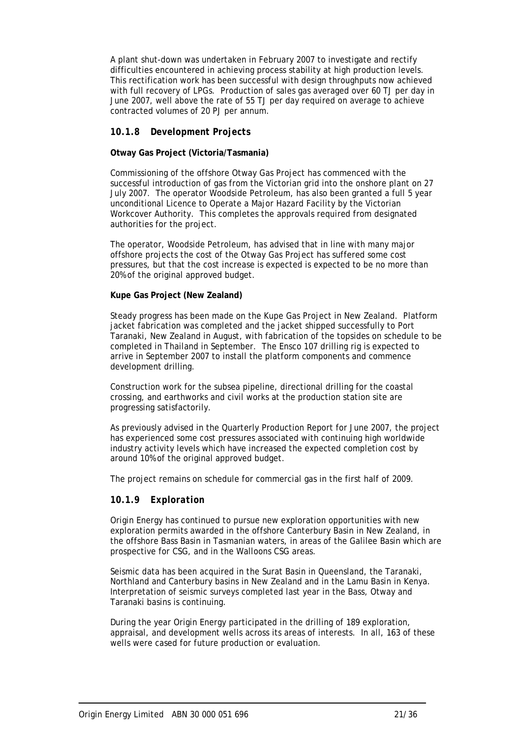A plant shut-down was undertaken in February 2007 to investigate and rectify difficulties encountered in achieving process stability at high production levels. This rectification work has been successful with design throughputs now achieved with full recovery of LPGs. Production of sales gas averaged over 60 TJ per day in June 2007, well above the rate of 55 TJ per day required on average to achieve contracted volumes of 20 PJ per annum.

### *10.1.8 Development Projects*

**Otway Gas Project (Victoria/Tasmania)**

Commissioning of the offshore Otway Gas Project has commenced with the successful introduction of gas from the Victorian grid into the onshore plant on 27 July 2007. The operator Woodside Petroleum, has also been granted a full 5 year unconditional Licence to Operate a Major Hazard Facility by the Victorian Workcover Authority. This completes the approvals required from designated authorities for the project.

The operator, Woodside Petroleum, has advised that in line with many major offshore projects the cost of the Otway Gas Project has suffered some cost pressures, but that the cost increase is expected is expected to be no more than 20% of the original approved budget.

**Kupe Gas Project (New Zealand)**

Steady progress has been made on the Kupe Gas Project in New Zealand. Platform jacket fabrication was completed and the jacket shipped successfully to Port Taranaki, New Zealand in August, with fabrication of the topsides on schedule to be completed in Thailand in September. The Ensco 107 drilling rig is expected to arrive in September 2007 to install the platform components and commence development drilling.

Construction work for the subsea pipeline, directional drilling for the coastal crossing, and earthworks and civil works at the production station site are progressing satisfactorily.

As previously advised in the Quarterly Production Report for June 2007, the project has experienced some cost pressures associated with continuing high worldwide industry activity levels which have increased the expected completion cost by around 10% of the original approved budget.

The project remains on schedule for commercial gas in the first half of 2009.

### *10.1.9 Exploration*

Origin Energy has continued to pursue new exploration opportunities with new exploration permits awarded in the offshore Canterbury Basin in New Zealand, in the offshore Bass Basin in Tasmanian waters, in areas of the Galilee Basin which are prospective for CSG, and in the Walloons CSG areas.

Seismic data has been acquired in the Surat Basin in Queensland, the Taranaki, Northland and Canterbury basins in New Zealand and in the Lamu Basin in Kenya. Interpretation of seismic surveys completed last year in the Bass, Otway and Taranaki basins is continuing.

During the year Origin Energy participated in the drilling of 189 exploration, appraisal, and development wells across its areas of interests. In all, 163 of these wells were cased for future production or evaluation.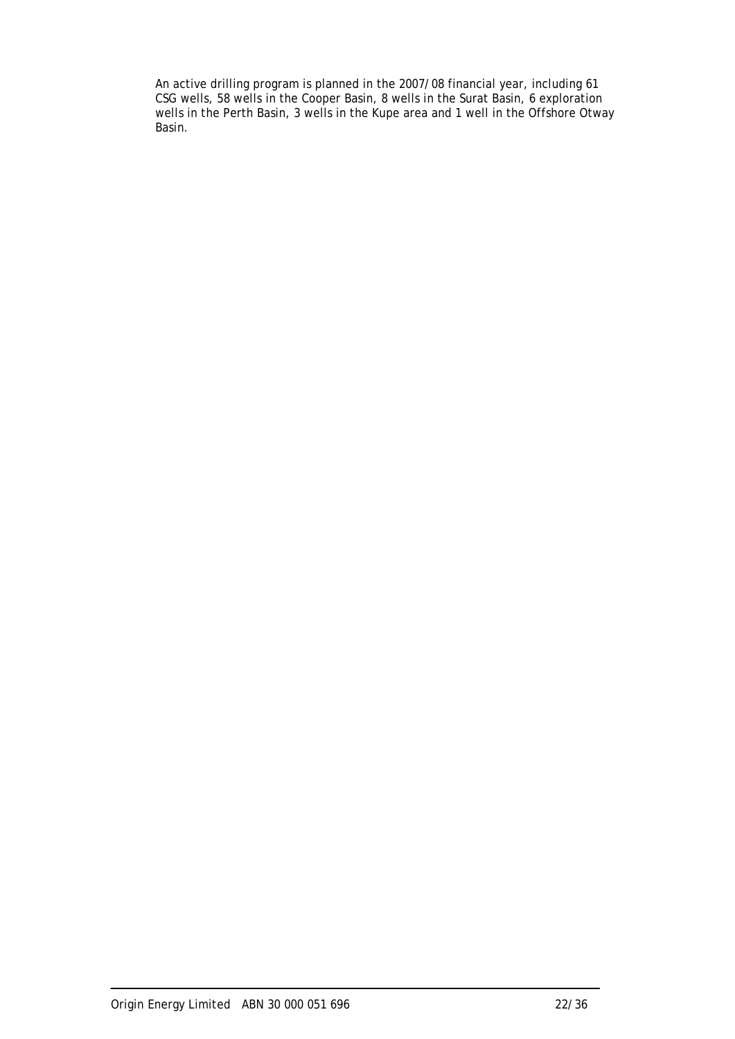An active drilling program is planned in the 2007/08 financial year, including 61 CSG wells, 58 wells in the Cooper Basin, 8 wells in the Surat Basin, 6 exploration wells in the Perth Basin, 3 wells in the Kupe area and 1 well in the Offshore Otway Basin.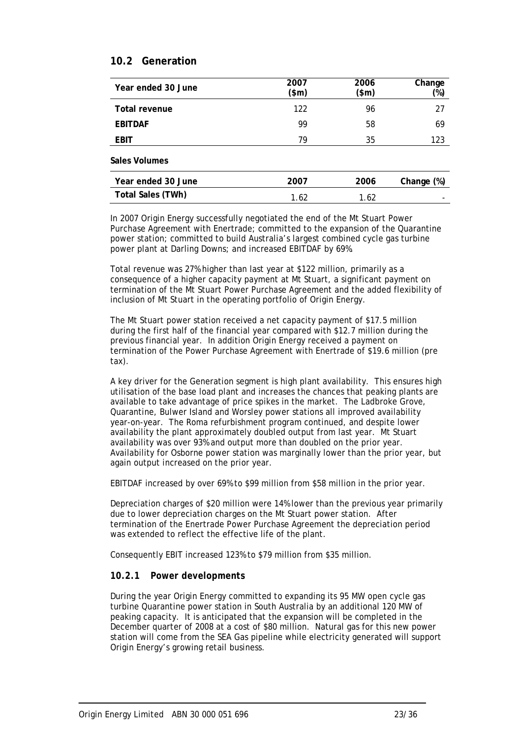## 10.2 Generation

| Year ended 30 June | 2007 ($m) | 2006 ($m) | Change (%) |
|---|---|---|---|
| **Total revenue** | 122 | 96 | 27 |
| **EBITDAF** | 99 | 58 | 69 |
| **EBIT** | 79 | 35 | 123 |

**Sales Volumes**

| Year ended 30 June | 2007 | 2006 | Change (%) |
|---|---|---|---|
| **Total Sales (TWh)** | 1.62 | 1.62 | - |

In 2007 Origin Energy successfully negotiated the end of the Mt Stuart Power Purchase Agreement with Enertrade; committed to the expansion of the Quarantine power station; committed to build Australia's largest combined cycle gas turbine power plant at Darling Downs; and increased EBITDAF by 69%.

Total revenue was 27% higher than last year at $122 million, primarily as a consequence of a higher capacity payment at Mt Stuart, a significant payment on termination of the Mt Stuart Power Purchase Agreement and the added flexibility of inclusion of Mt Stuart in the operating portfolio of Origin Energy.

The Mt Stuart power station received a net capacity payment of $17.5 million during the first half of the financial year compared with $12.7 million during the previous financial year. In addition Origin Energy received a payment on termination of the Power Purchase Agreement with Enertrade of $19.6 million (pre tax).

A key driver for the Generation segment is high plant availability. This ensures high utilisation of the base load plant and increases the chances that peaking plants are available to take advantage of price spikes in the market. The Ladbroke Grove, Quarantine, Bulwer Island and Worsley power stations all improved availability year-on-year. The Roma refurbishment program continued, and despite lower availability the plant approximately doubled output from last year. Mt Stuart availability was over 93% and output more than doubled on the prior year. Availability for Osborne power station was marginally lower than the prior year, but again output increased on the prior year.

EBITDAF increased by over 69% to $99 million from $58 million in the prior year.

Depreciation charges of $20 million were 14% lower than the previous year primarily due to lower depreciation charges on the Mt Stuart power station. After termination of the Enertrade Power Purchase Agreement the depreciation period was extended to reflect the effective life of the plant.

Consequently EBIT increased 123% to $79 million from $35 million.

### 10.2.1 Power developments

During the year Origin Energy committed to expanding its 95 MW open cycle gas turbine Quarantine power station in South Australia by an additional 120 MW of peaking capacity. It is anticipated that the expansion will be completed in the December quarter of 2008 at a cost of $80 million. Natural gas for this new power station will come from the SEA Gas pipeline while electricity generated will support Origin Energy's growing retail business.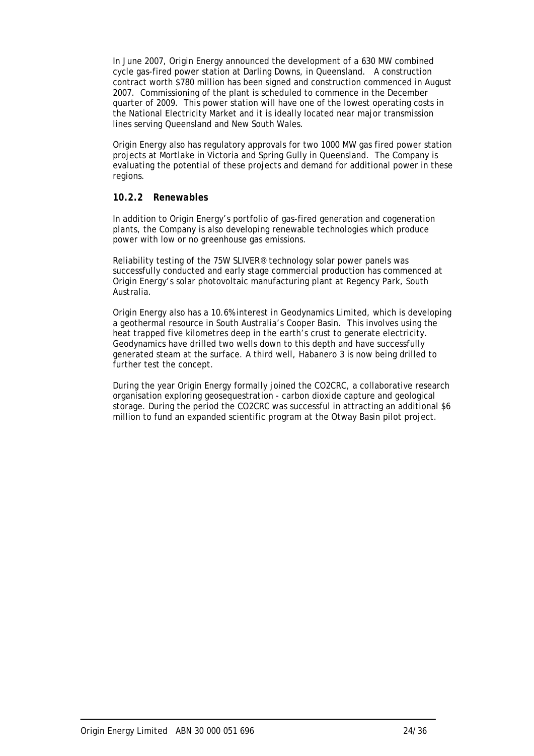In June 2007, Origin Energy announced the development of a 630 MW combined cycle gas-fired power station at Darling Downs, in Queensland. A construction contract worth $780 million has been signed and construction commenced in August 2007. Commissioning of the plant is scheduled to commence in the December quarter of 2009. This power station will have one of the lowest operating costs in the National Electricity Market and it is ideally located near major transmission lines serving Queensland and New South Wales.

Origin Energy also has regulatory approvals for two 1000 MW gas fired power station projects at Mortlake in Victoria and Spring Gully in Queensland. The Company is evaluating the potential of these projects and demand for additional power in these regions.

### *10.2.2 Renewables*

In addition to Origin Energy's portfolio of gas-fired generation and cogeneration plants, the Company is also developing renewable technologies which produce power with low or no greenhouse gas emissions.

Reliability testing of the 75W SLIVER® technology solar power panels was successfully conducted and early stage commercial production has commenced at Origin Energy's solar photovoltaic manufacturing plant at Regency Park, South Australia.

Origin Energy also has a 10.6% interest in Geodynamics Limited, which is developing a geothermal resource in South Australia's Cooper Basin. This involves using the heat trapped five kilometres deep in the earth's crust to generate electricity. Geodynamics have drilled two wells down to this depth and have successfully generated steam at the surface. A third well, Habanero 3 is now being drilled to further test the concept.

During the year Origin Energy formally joined the CO2CRC, a collaborative research organisation exploring geosequestration - carbon dioxide capture and geological storage. During the period the CO2CRC was successful in attracting an additional $6 million to fund an expanded scientific program at the Otway Basin pilot project.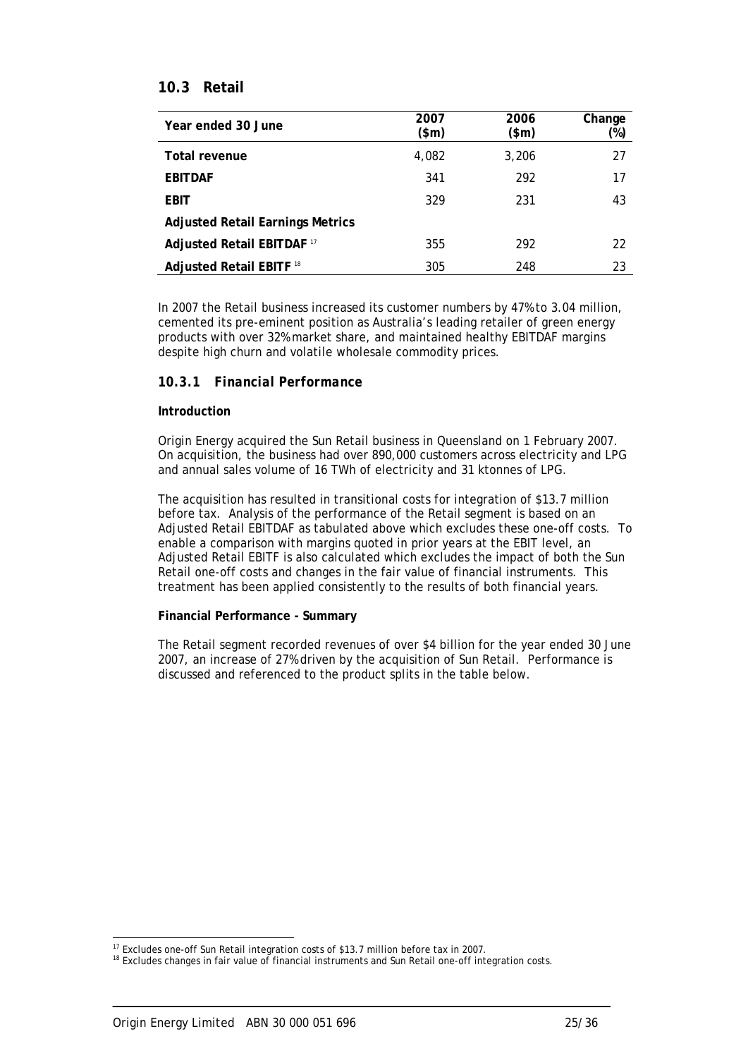## 10.3 Retail

| Year ended 30 June | 2007 ($m) | 2006 ($m) | Change (%) |
|---|---|---|---|
| **Total revenue** | 4,082 | 3,206 | 27 |
| **EBITDAF** | 341 | 292 | 17 |
| **EBIT** | 329 | 231 | 43 |
| **Adjusted Retail Earnings Metrics** | | | |
| **Adjusted Retail EBITDAF** [17] | 355 | 292 | 22 |
| **Adjusted Retail EBITF** [18] | 305 | 248 | 23 |

In 2007 the Retail business increased its customer numbers by 47% to 3.04 million, cemented its pre-eminent position as Australia's leading retailer of green energy products with over 32% market share, and maintained healthy EBITDAF margins despite high churn and volatile wholesale commodity prices.

### *10.3.1 Financial Performance*

**Introduction**

Origin Energy acquired the Sun Retail business in Queensland on 1 February 2007. On acquisition, the business had over 890,000 customers across electricity and LPG and annual sales volume of 16 TWh of electricity and 31 ktonnes of LPG.

The acquisition has resulted in transitional costs for integration of $13.7 million before tax. Analysis of the performance of the Retail segment is based on an Adjusted Retail EBITDAF as tabulated above which excludes these one-off costs. To enable a comparison with margins quoted in prior years at the EBIT level, an Adjusted Retail EBITF is also calculated which excludes the impact of both the Sun Retail one-off costs and changes in the fair value of financial instruments. This treatment has been applied consistently to the results of both financial years.

**Financial Performance - Summary**

The Retail segment recorded revenues of over $4 billion for the year ended 30 June 2007, an increase of 27% driven by the acquisition of Sun Retail. Performance is discussed and referenced to the product splits in the table below.

[17] Excludes one-off Sun Retail integration costs of $13.7 million before tax in 2007.
[18] Excludes changes in fair value of financial instruments and Sun Retail one-off integration costs.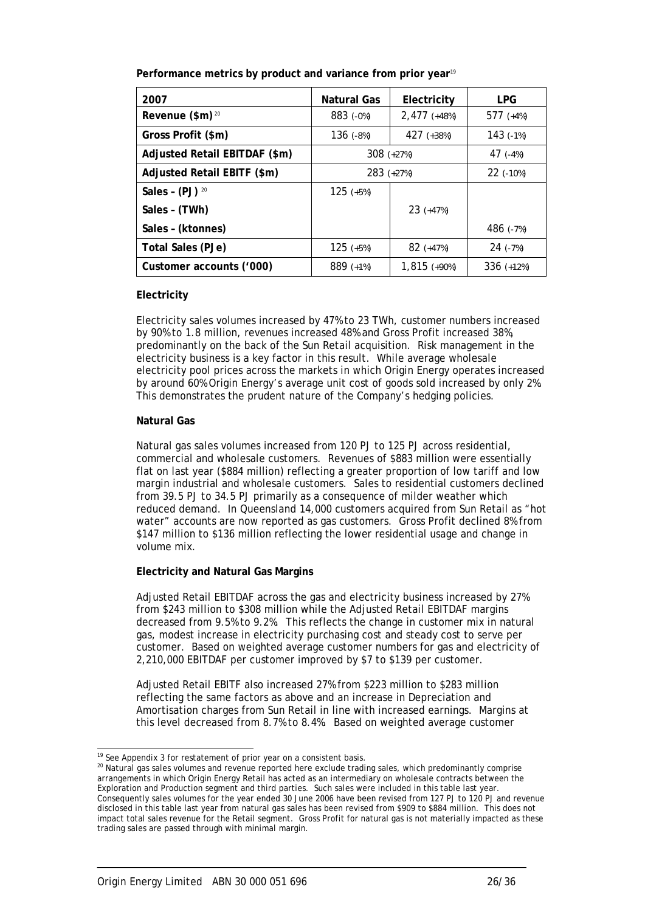**Performance metrics by product and variance from prior year**[19]

| 2007 | Natural Gas | Electricity | LPG |
|---|---|---|---|
| Revenue ($m) [20] | 883 (-0%) | 2,477 (+48%) | 577 (+4%) |
| Gross Profit ($m) | 136 (-8%) | 427 (+38%) | 143 (-1%) |
| Adjusted Retail EBITDAF ($m) | 308 (+27%) | | 47 (-4%) |
| Adjusted Retail EBITF ($m) | 283 (+27%) | | 22 (-10%) |
| Sales – (PJ) [20] | 125 (+5%) | | |
| Sales – (TWh) | | 23 (+47%) | |
| Sales – (ktonnes) | | | 486 (-7%) |
| Total Sales (PJe) | 125 (+5%) | 82 (+47%) | 24 (-7%) |
| Customer accounts ('000) | 889 (+1%) | 1,815 (+90%) | 336 (+12%) |

**Electricity**

Electricity sales volumes increased by 47% to 23 TWh, customer numbers increased by 90% to 1.8 million, revenues increased 48% and Gross Profit increased 38%, predominantly on the back of the Sun Retail acquisition. Risk management in the electricity business is a key factor in this result. While average wholesale electricity pool prices across the markets in which Origin Energy operates increased by around 60% Origin Energy's average unit cost of goods sold increased by only 2%. This demonstrates the prudent nature of the Company's hedging policies.

**Natural Gas**

Natural gas sales volumes increased from 120 PJ to 125 PJ across residential, commercial and wholesale customers. Revenues of $883 million were essentially flat on last year ($884 million) reflecting a greater proportion of low tariff and low margin industrial and wholesale customers. Sales to residential customers declined from 39.5 PJ to 34.5 PJ primarily as a consequence of milder weather which reduced demand. In Queensland 14,000 customers acquired from Sun Retail as "hot water" accounts are now reported as gas customers. Gross Profit declined 8% from $147 million to $136 million reflecting the lower residential usage and change in volume mix.

**Electricity and Natural Gas Margins**

Adjusted Retail EBITDAF across the gas and electricity business increased by 27% from $243 million to $308 million while the Adjusted Retail EBITDAF margins decreased from 9.5% to 9.2%. This reflects the change in customer mix in natural gas, modest increase in electricity purchasing cost and steady cost to serve per customer. Based on weighted average customer numbers for gas and electricity of 2,210,000 EBITDAF per customer improved by $7 to $139 per customer.

Adjusted Retail EBITF also increased 27% from $223 million to $283 million reflecting the same factors as above and an increase in Depreciation and Amortisation charges from Sun Retail in line with increased earnings. Margins at this level decreased from 8.7% to 8.4%. Based on weighted average customer

[19] See Appendix 3 for restatement of prior year on a consistent basis.

[20] Natural gas sales volumes and revenue reported here exclude trading sales, which predominantly comprise arrangements in which Origin Energy Retail has acted as an intermediary on wholesale contracts between the Exploration and Production segment and third parties. Such sales were included in this table last year. Consequently sales volumes for the year ended 30 June 2006 have been revised from 127 PJ to 120 PJ and revenue disclosed in this table last year from natural gas sales has been revised from $909 to $884 million. This does not impact total sales revenue for the Retail segment. Gross Profit for natural gas is not materially impacted as these trading sales are passed through with minimal margin.

Origin Energy Limited ABN 30 000 051 696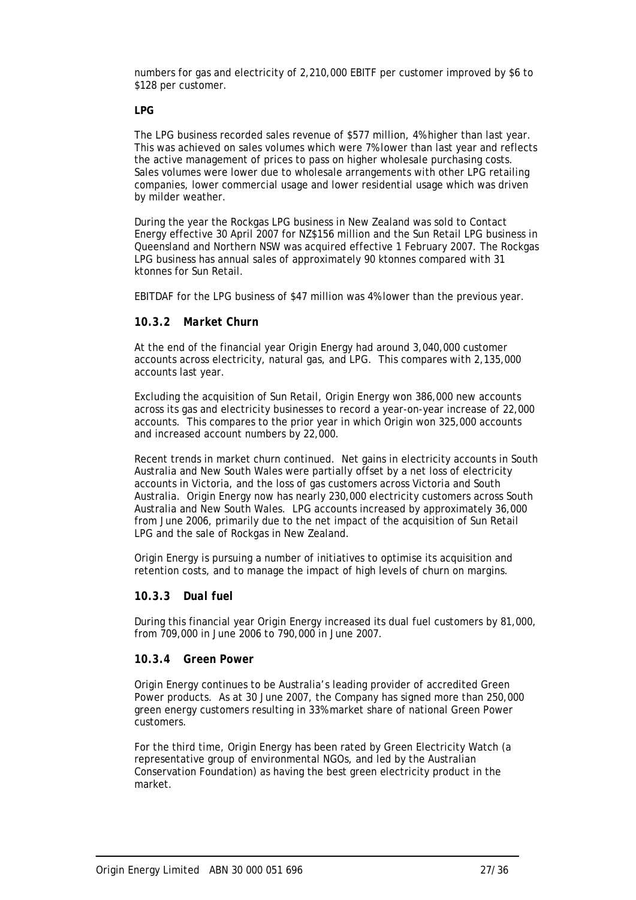numbers for gas and electricity of 2,210,000 EBITF per customer improved by $6 to $128 per customer.

**LPG**

The LPG business recorded sales revenue of $577 million, 4% higher than last year. This was achieved on sales volumes which were 7% lower than last year and reflects the active management of prices to pass on higher wholesale purchasing costs. Sales volumes were lower due to wholesale arrangements with other LPG retailing companies, lower commercial usage and lower residential usage which was driven by milder weather.

During the year the Rockgas LPG business in New Zealand was sold to Contact Energy effective 30 April 2007 for NZ$156 million and the Sun Retail LPG business in Queensland and Northern NSW was acquired effective 1 February 2007. The Rockgas LPG business has annual sales of approximately 90 ktonnes compared with 31 ktonnes for Sun Retail.

EBITDAF for the LPG business of $47 million was 4% lower than the previous year.

### *10.3.2 Market Churn*

At the end of the financial year Origin Energy had around 3,040,000 customer accounts across electricity, natural gas, and LPG. This compares with 2,135,000 accounts last year.

Excluding the acquisition of Sun Retail, Origin Energy won 386,000 new accounts across its gas and electricity businesses to record a year-on-year increase of 22,000 accounts. This compares to the prior year in which Origin won 325,000 accounts and increased account numbers by 22,000.

Recent trends in market churn continued. Net gains in electricity accounts in South Australia and New South Wales were partially offset by a net loss of electricity accounts in Victoria, and the loss of gas customers across Victoria and South Australia. Origin Energy now has nearly 230,000 electricity customers across South Australia and New South Wales. LPG accounts increased by approximately 36,000 from June 2006, primarily due to the net impact of the acquisition of Sun Retail LPG and the sale of Rockgas in New Zealand.

Origin Energy is pursuing a number of initiatives to optimise its acquisition and retention costs, and to manage the impact of high levels of churn on margins.

### *10.3.3 Dual fuel*

During this financial year Origin Energy increased its dual fuel customers by 81,000, from 709,000 in June 2006 to 790,000 in June 2007.

### *10.3.4 Green Power*

Origin Energy continues to be Australia's leading provider of accredited Green Power products. As at 30 June 2007, the Company has signed more than 250,000 green energy customers resulting in 33% market share of national Green Power customers.

For the third time, Origin Energy has been rated by Green Electricity Watch (a representative group of environmental NGOs, and led by the Australian Conservation Foundation) as having the best green electricity product in the market.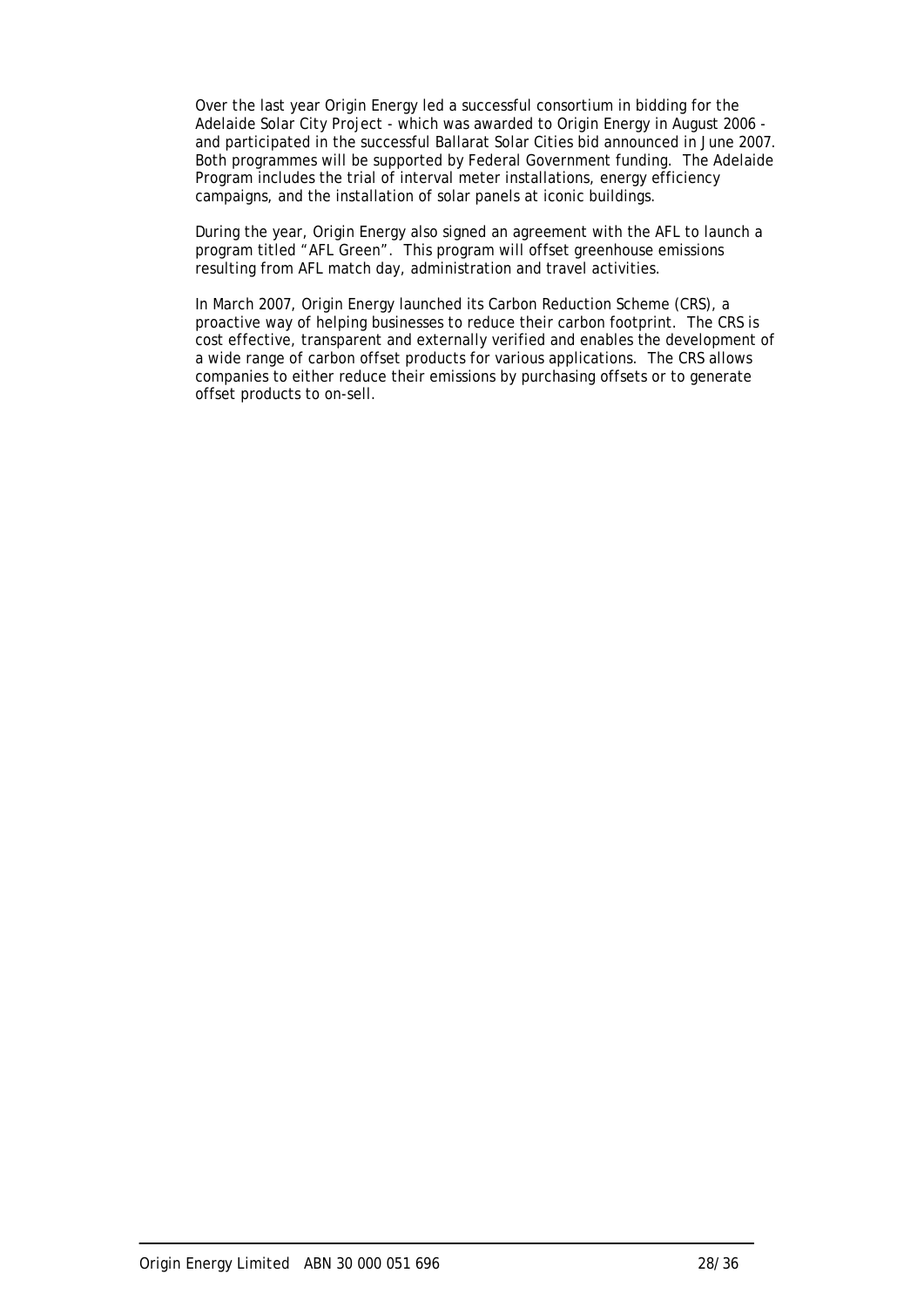Over the last year Origin Energy led a successful consortium in bidding for the Adelaide Solar City Project - which was awarded to Origin Energy in August 2006 - and participated in the successful Ballarat Solar Cities bid announced in June 2007. Both programmes will be supported by Federal Government funding. The Adelaide Program includes the trial of interval meter installations, energy efficiency campaigns, and the installation of solar panels at iconic buildings.

During the year, Origin Energy also signed an agreement with the AFL to launch a program titled "AFL Green". This program will offset greenhouse emissions resulting from AFL match day, administration and travel activities.

In March 2007, Origin Energy launched its Carbon Reduction Scheme (CRS), a proactive way of helping businesses to reduce their carbon footprint. The CRS is cost effective, transparent and externally verified and enables the development of a wide range of carbon offset products for various applications. The CRS allows companies to either reduce their emissions by purchasing offsets or to generate offset products to on-sell.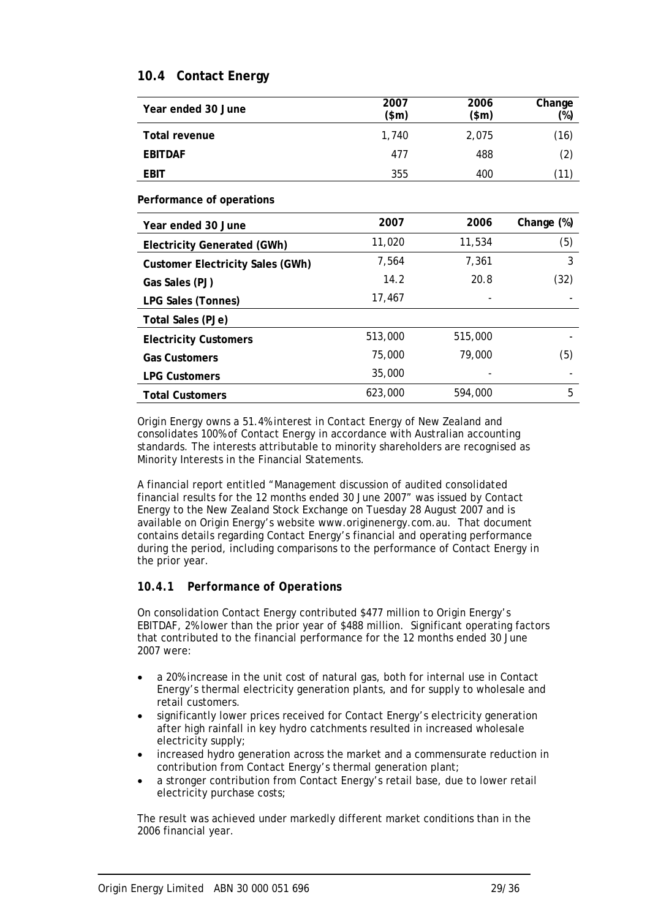## 10.4 Contact Energy

| Year ended 30 June | 2007 ($m) | 2006 ($m) | Change (%) |
|---|---|---|---|
| **Total revenue** | 1,740 | 2,075 | (16) |
| **EBITDAF** | 477 | 488 | (2) |
| **EBIT** | 355 | 400 | (11) |

**Performance of operations**

| Year ended 30 June | 2007 | 2006 | Change (%) |
|---|---|---|---|
| **Electricity Generated (GWh)** | 11,020 | 11,534 | (5) |
| **Customer Electricity Sales (GWh)** | 7,564 | 7,361 | 3 |
| **Gas Sales (PJ)** | 14.2 | 20.8 | (32) |
| **LPG Sales (Tonnes)** | 17,467 | - | - |
| **Total Sales (PJe)** | | | |
| **Electricity Customers** | 513,000 | 515,000 | - |
| **Gas Customers** | 75,000 | 79,000 | (5) |
| **LPG Customers** | 35,000 | - | - |
| **Total Customers** | 623,000 | 594,000 | 5 |

Origin Energy owns a 51.4% interest in Contact Energy of New Zealand and consolidates 100% of Contact Energy in accordance with Australian accounting standards. The interests attributable to minority shareholders are recognised as Minority Interests in the Financial Statements.

A financial report entitled "Management discussion of audited consolidated financial results for the 12 months ended 30 June 2007" was issued by Contact Energy to the New Zealand Stock Exchange on Tuesday 28 August 2007 and is available on Origin Energy's website www.originenergy.com.au. That document contains details regarding Contact Energy's financial and operating performance during the period, including comparisons to the performance of Contact Energy in the prior year.

### *10.4.1 Performance of Operations*

On consolidation Contact Energy contributed $477 million to Origin Energy's EBITDAF, 2% lower than the prior year of $488 million. Significant operating factors that contributed to the financial performance for the 12 months ended 30 June 2007 were:

- a 20% increase in the unit cost of natural gas, both for internal use in Contact Energy's thermal electricity generation plants, and for supply to wholesale and retail customers.
- significantly lower prices received for Contact Energy's electricity generation after high rainfall in key hydro catchments resulted in increased wholesale electricity supply;
- increased hydro generation across the market and a commensurate reduction in contribution from Contact Energy's thermal generation plant;
- a stronger contribution from Contact Energy's retail base, due to lower retail electricity purchase costs;

The result was achieved under markedly different market conditions than in the 2006 financial year.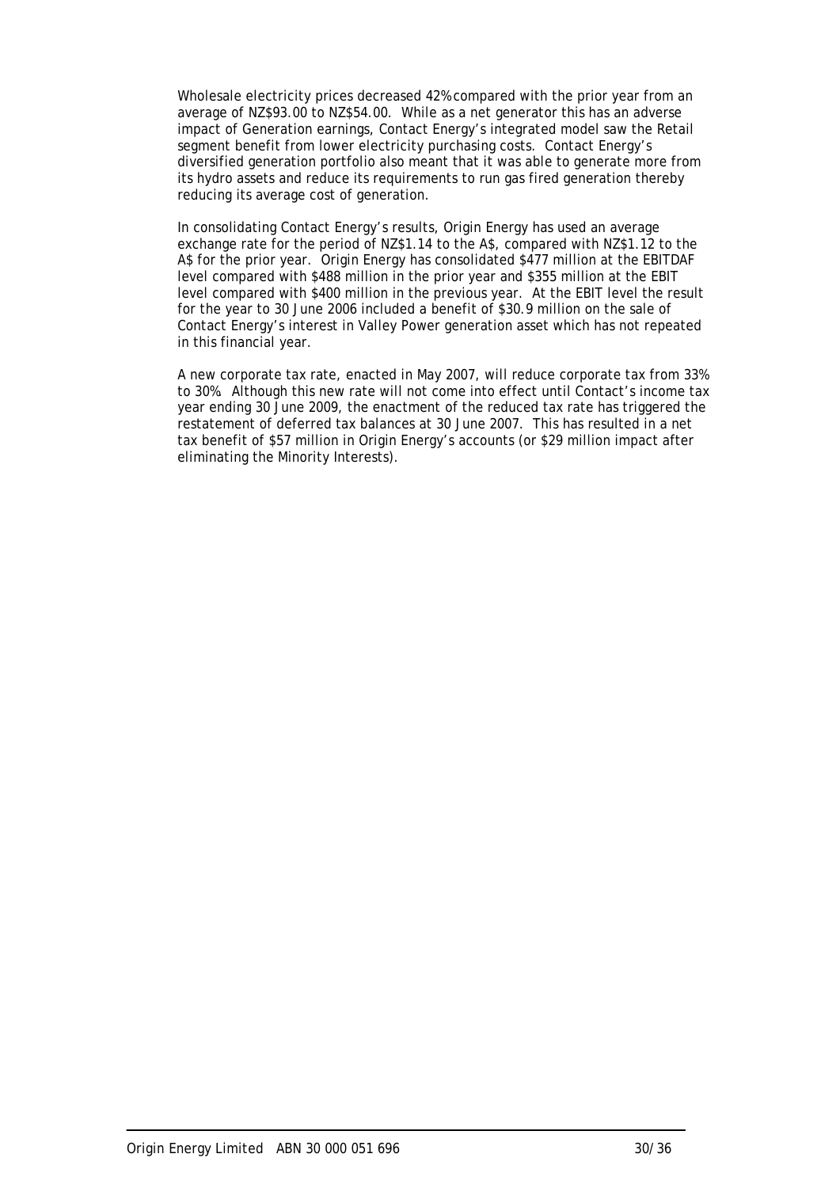Wholesale electricity prices decreased 42% compared with the prior year from an average of NZ$93.00 to NZ$54.00. While as a net generator this has an adverse impact of Generation earnings, Contact Energy's integrated model saw the Retail segment benefit from lower electricity purchasing costs. Contact Energy's diversified generation portfolio also meant that it was able to generate more from its hydro assets and reduce its requirements to run gas fired generation thereby reducing its average cost of generation.

In consolidating Contact Energy's results, Origin Energy has used an average exchange rate for the period of NZ$1.14 to the A$, compared with NZ$1.12 to the A$ for the prior year. Origin Energy has consolidated $477 million at the EBITDAF level compared with $488 million in the prior year and $355 million at the EBIT level compared with $400 million in the previous year. At the EBIT level the result for the year to 30 June 2006 included a benefit of $30.9 million on the sale of Contact Energy's interest in Valley Power generation asset which has not repeated in this financial year.

A new corporate tax rate, enacted in May 2007, will reduce corporate tax from 33% to 30%. Although this new rate will not come into effect until Contact's income tax year ending 30 June 2009, the enactment of the reduced tax rate has triggered the restatement of deferred tax balances at 30 June 2007. This has resulted in a net tax benefit of $57 million in Origin Energy's accounts (or $29 million impact after eliminating the Minority Interests).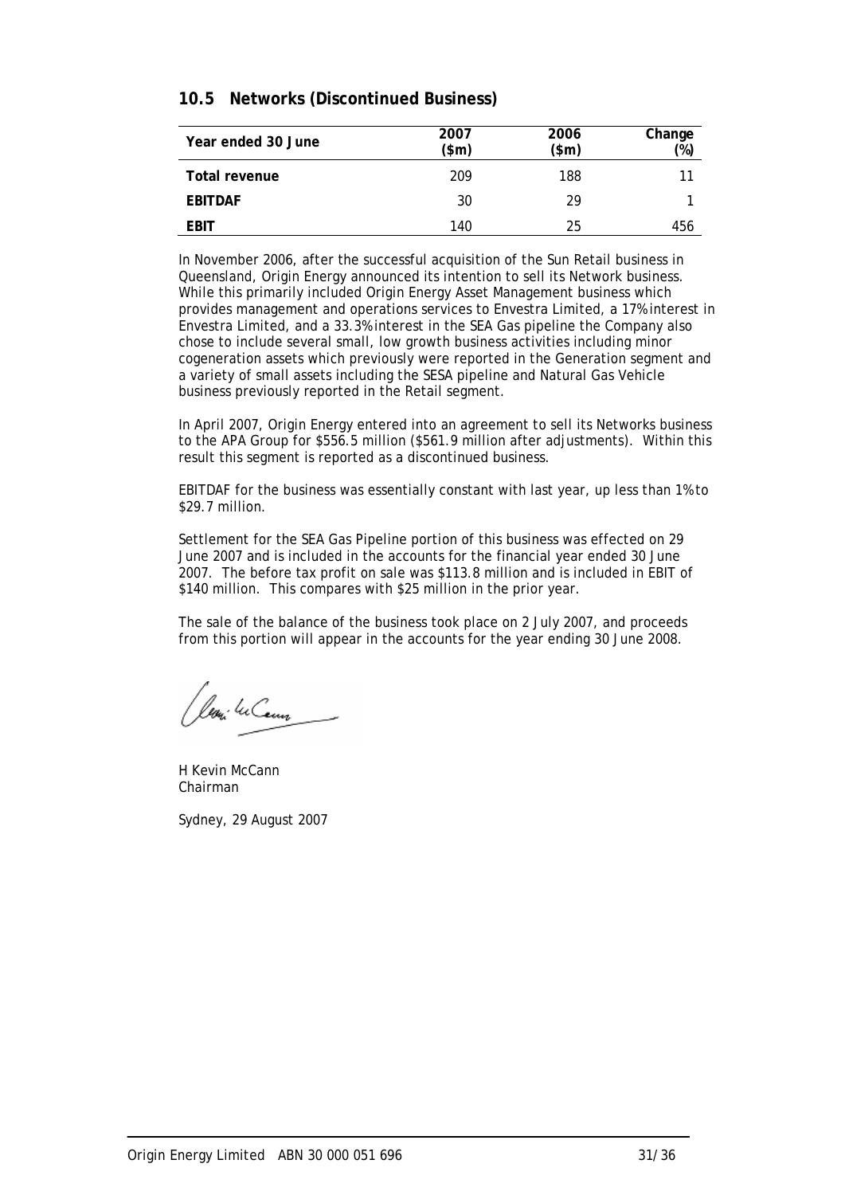## 10.5 Networks (Discontinued Business)

| Year ended 30 June | 2007 ($m) | 2006 ($m) | Change (%) |
|---|---|---|---|
| **Total revenue** | 209 | 188 | 11 |
| **EBITDAF** | 30 | 29 | 1 |
| **EBIT** | 140 | 25 | 456 |

In November 2006, after the successful acquisition of the Sun Retail business in Queensland, Origin Energy announced its intention to sell its Network business. While this primarily included Origin Energy Asset Management business which provides management and operations services to Envestra Limited, a 17% interest in Envestra Limited, and a 33.3% interest in the SEA Gas pipeline the Company also chose to include several small, low growth business activities including minor cogeneration assets which previously were reported in the Generation segment and a variety of small assets including the SESA pipeline and Natural Gas Vehicle business previously reported in the Retail segment.

In April 2007, Origin Energy entered into an agreement to sell its Networks business to the APA Group for $556.5 million ($561.9 million after adjustments). Within this result this segment is reported as a discontinued business.

EBITDAF for the business was essentially constant with last year, up less than 1% to $29.7 million.

Settlement for the SEA Gas Pipeline portion of this business was effected on 29 June 2007 and is included in the accounts for the financial year ended 30 June 2007. The before tax profit on sale was $113.8 million and is included in EBIT of $140 million. This compares with $25 million in the prior year.

The sale of the balance of the business took place on 2 July 2007, and proceeds from this portion will appear in the accounts for the year ending 30 June 2008.

H Kevin McCann
Chairman

Sydney, 29 August 2007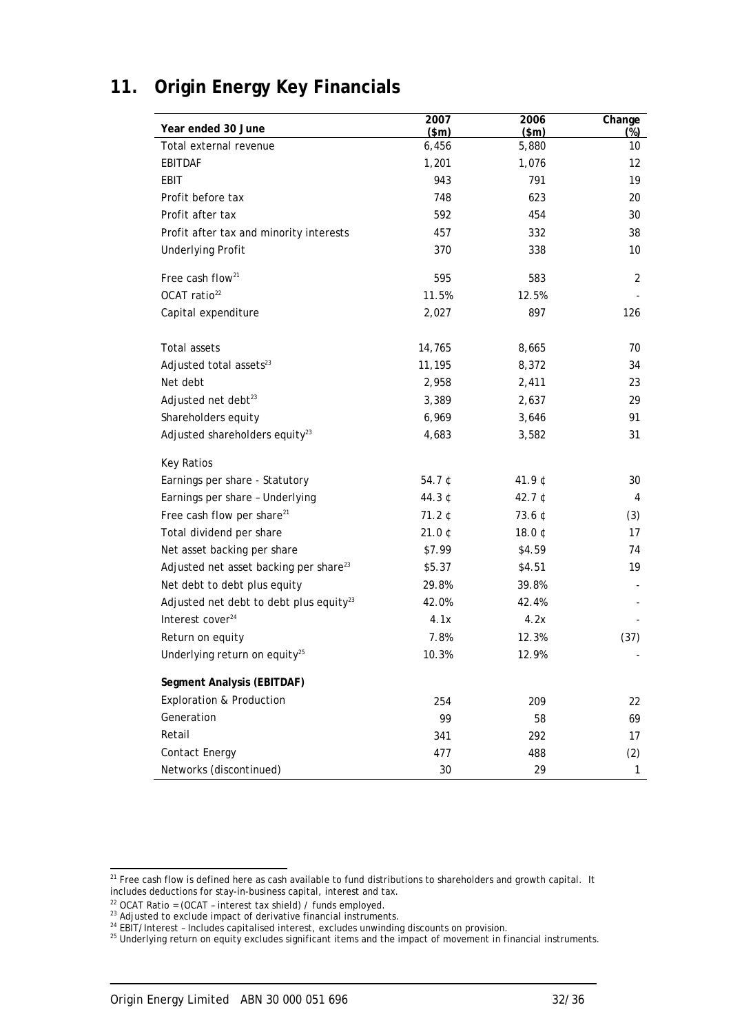# 11. Origin Energy Key Financials

| Year ended 30 June | 2007 ($m) | 2006 ($m) | Change (%) |
|---|---|---|---|
| Total external revenue | 6,456 | 5,880 | 10 |
| EBITDAF | 1,201 | 1,076 | 12 |
| EBIT | 943 | 791 | 19 |
| Profit before tax | 748 | 623 | 20 |
| Profit after tax | 592 | 454 | 30 |
| Profit after tax and minority interests | 457 | 332 | 38 |
| Underlying Profit | 370 | 338 | 10 |
| Free cash flow[21] | 595 | 583 | 2 |
| OCAT ratio[22] | 11.5% | 12.5% | - |
| Capital expenditure | 2,027 | 897 | 126 |
| Total assets | 14,765 | 8,665 | 70 |
| Adjusted total assets[23] | 11,195 | 8,372 | 34 |
| Net debt | 2,958 | 2,411 | 23 |
| Adjusted net debt[23] | 3,389 | 2,637 | 29 |
| Shareholders equity | 6,969 | 3,646 | 91 |
| Adjusted shareholders equity[23] | 4,683 | 3,582 | 31 |
| Key Ratios | | | |
| Earnings per share - Statutory | 54.7 ¢ | 41.9 ¢ | 30 |
| Earnings per share – Underlying | 44.3 ¢ | 42.7 ¢ | 4 |
| Free cash flow per share[21] | 71.2 ¢ | 73.6 ¢ | (3) |
| Total dividend per share | 21.0 ¢ | 18.0 ¢ | 17 |
| Net asset backing per share | $7.99 | $4.59 | 74 |
| Adjusted net asset backing per share[23] | $5.37 | $4.51 | 19 |
| Net debt to debt plus equity | 29.8% | 39.8% | - |
| Adjusted net debt to debt plus equity[23] | 42.0% | 42.4% | - |
| Interest cover[24] | 4.1x | 4.2x | - |
| Return on equity | 7.8% | 12.3% | (37) |
| Underlying return on equity[25] | 10.3% | 12.9% | - |
| **Segment Analysis (EBITDAF)** | | | |
| Exploration & Production | 254 | 209 | 22 |
| Generation | 99 | 58 | 69 |
| Retail | 341 | 292 | 17 |
| Contact Energy | 477 | 488 | (2) |
| Networks (discontinued) | 30 | 29 | 1 |

[21] Free cash flow is defined here as cash available to fund distributions to shareholders and growth capital. It includes deductions for stay-in-business capital, interest and tax.

[22] OCAT Ratio = (OCAT – interest tax shield) / funds employed.

[23] Adjusted to exclude impact of derivative financial instruments.

[24] EBIT/Interest – Includes capitalised interest, excludes unwinding discounts on provision.

[25] Underlying return on equity excludes significant items and the impact of movement in financial instruments.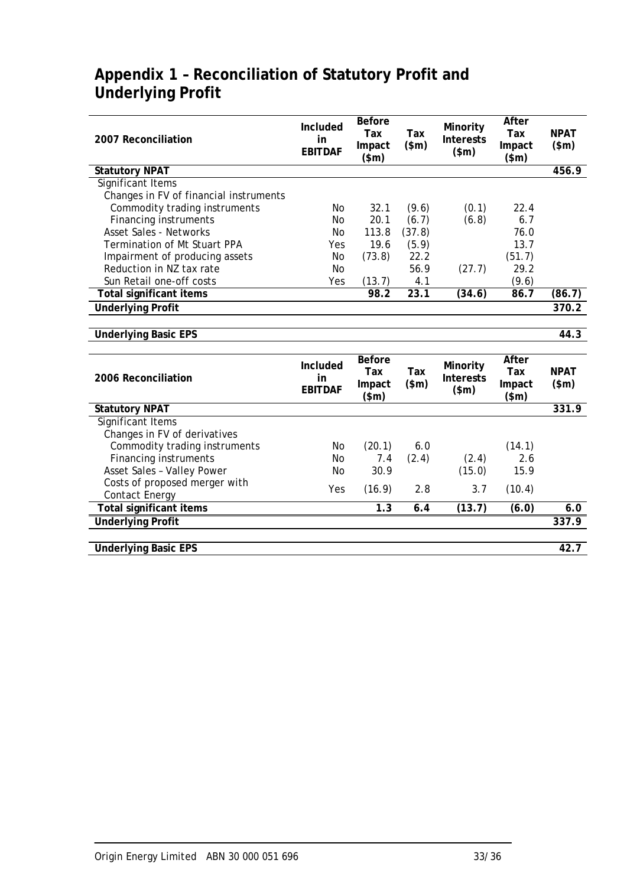# Appendix 1 – Reconciliation of Statutory Profit and Underlying Profit

| 2007 Reconciliation | Included in EBITDAF | Before Tax Impact ($m) | Tax ($m) | Minority Interests ($m) | After Tax Impact ($m) | NPAT ($m) |
|---|---|---|---|---|---|---|
| **Statutory NPAT** | | | | | | **456.9** |
| Significant Items | | | | | | |
| Changes in FV of financial instruments | | | | | | |
| Commodity trading instruments | No | 32.1 | (9.6) | (0.1) | 22.4 | |
| Financing instruments | No | 20.1 | (6.7) | (6.8) | 6.7 | |
| Asset Sales - Networks | No | 113.8 | (37.8) | | 76.0 | |
| Termination of Mt Stuart PPA | Yes | 19.6 | (5.9) | | 13.7 | |
| Impairment of producing assets | No | (73.8) | 22.2 | | (51.7) | |
| Reduction in NZ tax rate | No | | 56.9 | (27.7) | 29.2 | |
| Sun Retail one-off costs | Yes | (13.7) | 4.1 | | (9.6) | |
| **Total significant items** | | **98.2** | **23.1** | **(34.6)** | **86.7** | **(86.7)** |
| **Underlying Profit** | | | | | | **370.2** |
| | | | | | | |
| **Underlying Basic EPS** | | | | | | **44.3** |

| 2006 Reconciliation | Included in EBITDAF | Before Tax Impact ($m) | Tax ($m) | Minority Interests ($m) | After Tax Impact ($m) | NPAT ($m) |
|---|---|---|---|---|---|---|
| **Statutory NPAT** | | | | | | **331.9** |
| Significant Items | | | | | | |
| Changes in FV of derivatives | | | | | | |
| Commodity trading instruments | No | (20.1) | 6.0 | | (14.1) | |
| Financing instruments | No | 7.4 | (2.4) | (2.4) | 2.6 | |
| Asset Sales – Valley Power | No | 30.9 | | (15.0) | 15.9 | |
| Costs of proposed merger with Contact Energy | Yes | (16.9) | 2.8 | 3.7 | (10.4) | |
| **Total significant items** | | **1.3** | **6.4** | **(13.7)** | **(6.0)** | **6.0** |
| **Underlying Profit** | | | | | | **337.9** |
| | | | | | | |
| **Underlying Basic EPS** | | | | | | **42.7** |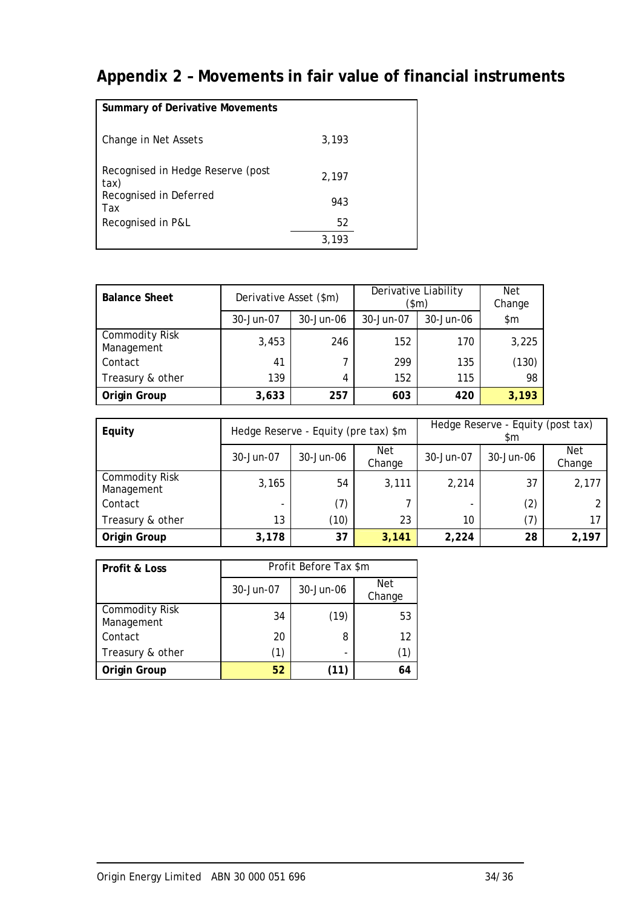# Appendix 2 – Movements in fair value of financial instruments

| Summary of Derivative Movements | |
|---|---|
| Change in Net Assets | 3,193 |
| Recognised in Hedge Reserve (post tax) | 2,197 |
| Recognised in Deferred Tax | 943 |
| Recognised in P&L | 52 |
| | 3,193 |

| Balance Sheet | Derivative Asset ($m) | | Derivative Liability ($m) | | Net Change |
|---|---|---|---|---|---|
| | 30-Jun-07 | 30-Jun-06 | 30-Jun-07 | 30-Jun-06 | $m |
| Commodity Risk Management | 3,453 | 246 | 152 | 170 | 3,225 |
| Contact | 41 | 7 | 299 | 135 | (130) |
| Treasury & other | 139 | 4 | 152 | 115 | 98 |
| **Origin Group** | **3,633** | **257** | **603** | **420** | **3,193** |

| Equity | Hedge Reserve - Equity (pre tax) $m | | | Hedge Reserve - Equity (post tax) $m | | |
|---|---|---|---|---|---|---|
| | 30-Jun-07 | 30-Jun-06 | Net Change | 30-Jun-07 | 30-Jun-06 | Net Change |
| Commodity Risk Management | 3,165 | 54 | 3,111 | 2,214 | 37 | 2,177 |
| Contact | - | (7) | 7 | - | (2) | 2 |
| Treasury & other | 13 | (10) | 23 | 10 | (7) | 17 |
| **Origin Group** | **3,178** | **37** | **3,141** | **2,224** | **28** | **2,197** |

| Profit & Loss | Profit Before Tax $m | | |
|---|---|---|---|
| | 30-Jun-07 | 30-Jun-06 | Net Change |
| Commodity Risk Management | 34 | (19) | 53 |
| Contact | 20 | 8 | 12 |
| Treasury & other | (1) | - | (1) |
| **Origin Group** | **52** | **(11)** | **64** |

Origin Energy Limited ABN 30 000 051 696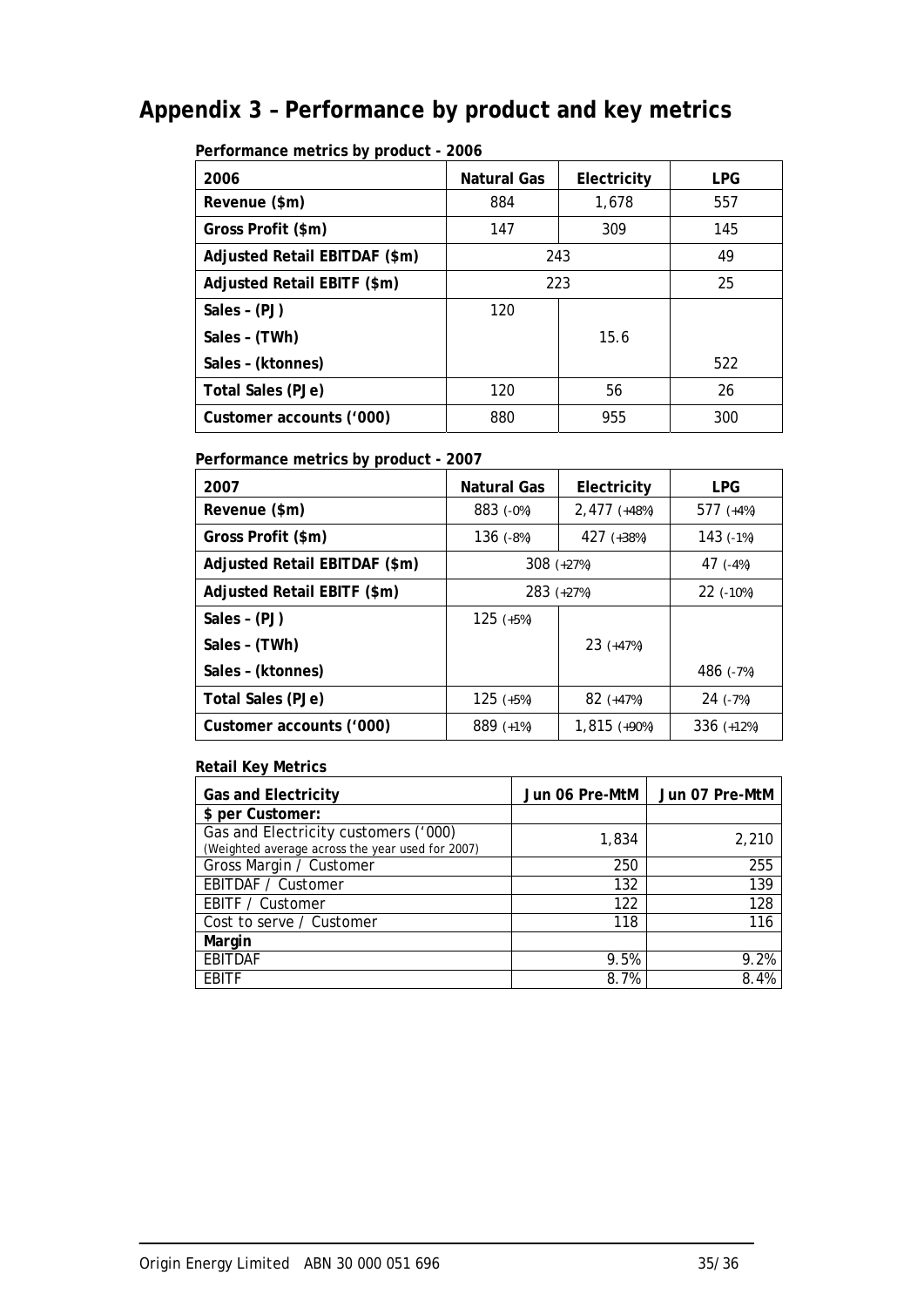# Appendix 3 – Performance by product and key metrics

**Performance metrics by product - 2006**

| 2006 | Natural Gas | Electricity | LPG |
|---|---|---|---|
| Revenue ($m) | 884 | 1,678 | 557 |
| Gross Profit ($m) | 147 | 309 | 145 |
| Adjusted Retail EBITDAF ($m) | 243 | | 49 |
| Adjusted Retail EBITF ($m) | 223 | | 25 |
| Sales – (PJ) | 120 | | |
| Sales – (TWh) | | 15.6 | |
| Sales – (ktonnes) | | | 522 |
| Total Sales (PJe) | 120 | 56 | 26 |
| Customer accounts ('000) | 880 | 955 | 300 |

**Performance metrics by product - 2007**

| 2007 | Natural Gas | Electricity | LPG |
|---|---|---|---|
| Revenue ($m) | 883 (-0%) | 2,477 (+48%) | 577 (+4%) |
| Gross Profit ($m) | 136 (-8%) | 427 (+38%) | 143 (-1%) |
| Adjusted Retail EBITDAF ($m) | 308 (+27%) | | 47 (-4%) |
| Adjusted Retail EBITF ($m) | 283 (+27%) | | 22 (-10%) |
| Sales – (PJ) | 125 (+5%) | | |
| Sales – (TWh) | | 23 (+47%) | |
| Sales – (ktonnes) | | | 486 (-7%) |
| Total Sales (PJe) | 125 (+5%) | 82 (+47%) | 24 (-7%) |
| Customer accounts ('000) | 889 (+1%) | 1,815 (+90%) | 336 (+12%) |

**Retail Key Metrics**

| Gas and Electricity | Jun 06 Pre-MtM | Jun 07 Pre-MtM |
|---|---|---|
| **$ per Customer:** | | |
| Gas and Electricity customers ('000) (Weighted average across the year used for 2007) | 1,834 | 2,210 |
| Gross Margin / Customer | 250 | 255 |
| EBITDAF / Customer | 132 | 139 |
| EBITF / Customer | 122 | 128 |
| Cost to serve / Customer | 118 | 116 |
| **Margin** | | |
| EBITDAF | 9.5% | 9.2% |
| EBITF | 8.7% | 8.4% |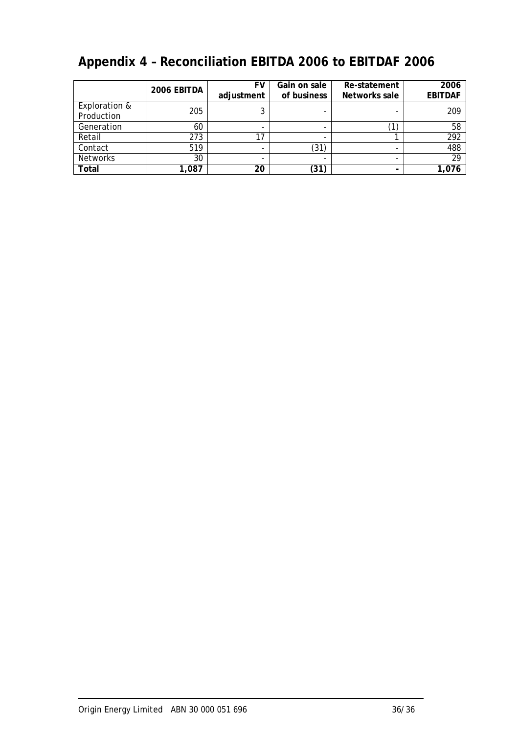# Appendix 4 – Reconciliation EBITDA 2006 to EBITDAF 2006

| | 2006 EBITDA | FV adjustment | Gain on sale of business | Re-statement Networks sale | 2006 EBITDAF |
|---|---|---|---|---|---|
| Exploration & Production | 205 | 3 | - | - | 209 |
| Generation | 60 | - | - | (1) | 58 |
| Retail | 273 | 17 | - | 1 | 292 |
| Contact | 519 | - | (31) | - | 488 |
| Networks | 30 | - | - | - | 29 |
| **Total** | **1,087** | **20** | **(31)** | **-** | **1,076** |

Origin Energy Limited ABN 30 000 051 696